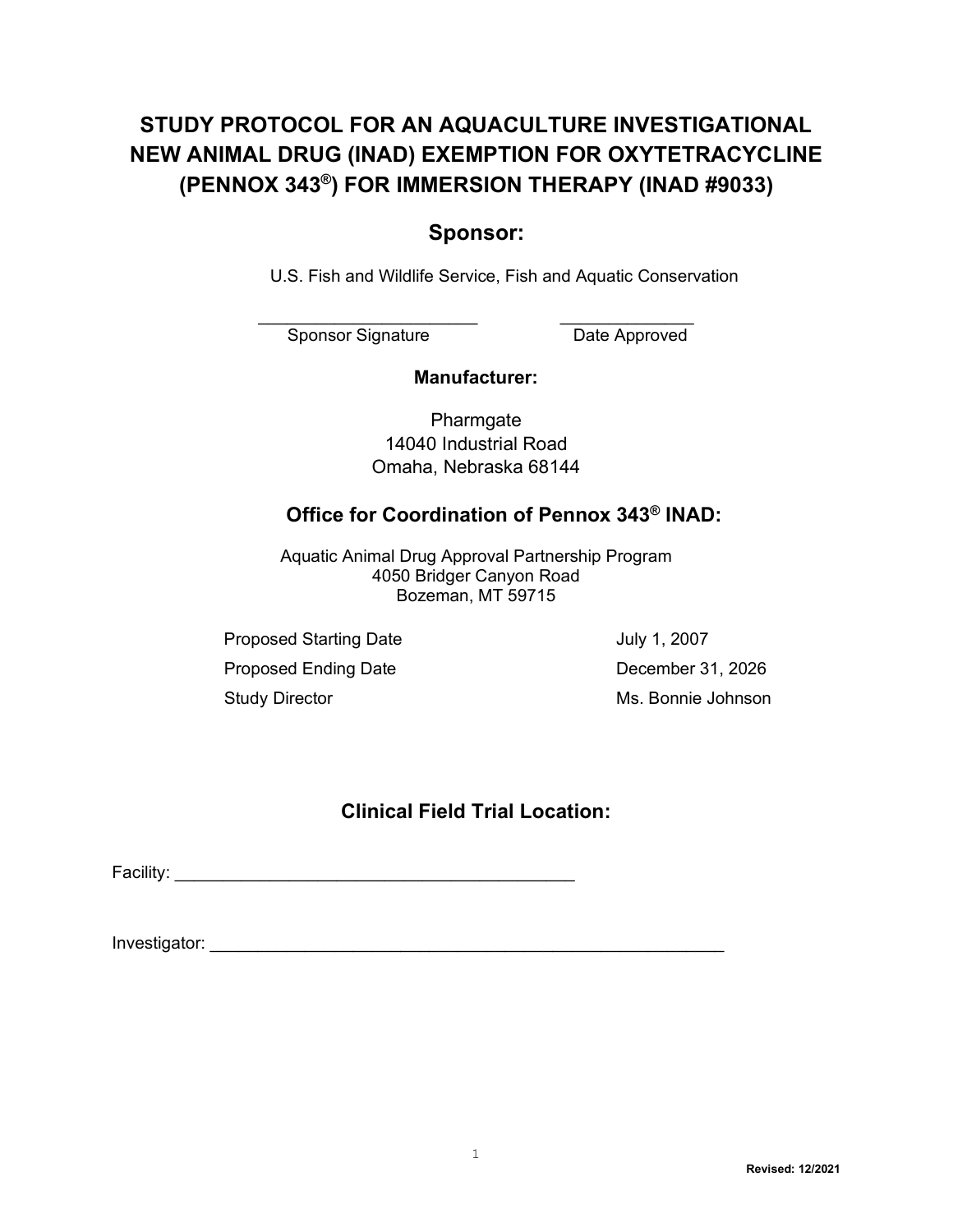# STUDY PROTOCOL FOR AN AQUACULTURE INVESTIGATIONAL NEW ANIMAL DRUG (INAD) EXEMPTION FOR OXYTETRACYCLINE (PENNOX 343®) FOR IMMERSION THERAPY (INAD #9033)

## Sponsor:

U.S. Fish and Wildlife Service, Fish and Aquatic Conservation

_______________________ &nbsp;&nbsp;&nbsp;&nbsp; ______________

Sponsor Signature &nbsp;&nbsp;&nbsp;&nbsp; Date Approved

**Manufacturer:**

Pharmgate
14040 Industrial Road
Omaha, Nebraska 68144

## Office for Coordination of Pennox 343® INAD:

Aquatic Animal Drug Approval Partnership Program
4050 Bridger Canyon Road
Bozeman, MT 59715

| | |
|---|---|
| Proposed Starting Date | July 1, 2007 |
| Proposed Ending Date | December 31, 2026 |
| Study Director | Ms. Bonnie Johnson |

## Clinical Field Trial Location:

Facility: _________________________________________

Investigator: _____________________________________________________

Revised: 12/2021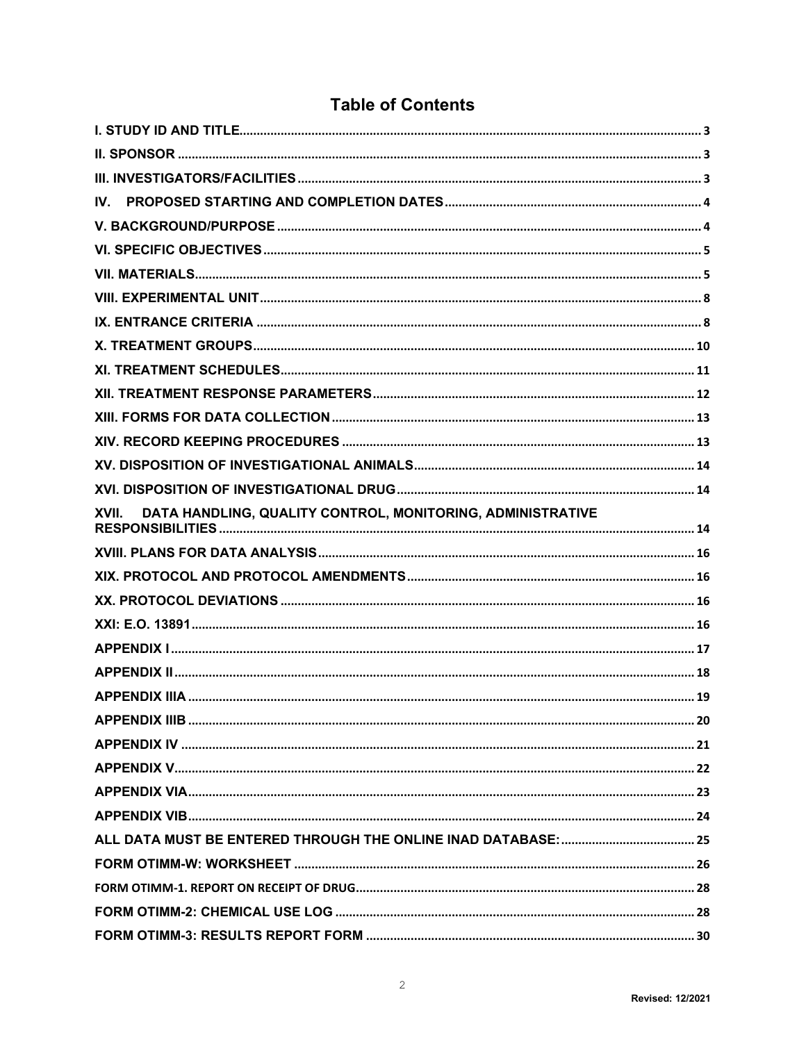# Table of Contents

I. STUDY ID AND TITLE .......... 3
II. SPONSOR .......... 3
III. INVESTIGATORS/FACILITIES .......... 3
IV. PROPOSED STARTING AND COMPLETION DATES .......... 4
V. BACKGROUND/PURPOSE .......... 4
VI. SPECIFIC OBJECTIVES .......... 5
VII. MATERIALS .......... 5
VIII. EXPERIMENTAL UNIT .......... 8
IX. ENTRANCE CRITERIA .......... 8
X. TREATMENT GROUPS .......... 10
XI. TREATMENT SCHEDULES .......... 11
XII. TREATMENT RESPONSE PARAMETERS .......... 12
XIII. FORMS FOR DATA COLLECTION .......... 13
XIV. RECORD KEEPING PROCEDURES .......... 13
XV. DISPOSITION OF INVESTIGATIONAL ANIMALS .......... 14
XVI. DISPOSITION OF INVESTIGATIONAL DRUG .......... 14
XVII. DATA HANDLING, QUALITY CONTROL, MONITORING, ADMINISTRATIVE RESPONSIBILITIES .......... 14
XVIII. PLANS FOR DATA ANALYSIS .......... 16
XIX. PROTOCOL AND PROTOCOL AMENDMENTS .......... 16
XX. PROTOCOL DEVIATIONS .......... 16
XXI: E.O. 13891 .......... 16
APPENDIX I .......... 17
APPENDIX II .......... 18
APPENDIX IIIA .......... 19
APPENDIX IIIB .......... 20
APPENDIX IV .......... 21
APPENDIX V .......... 22
APPENDIX VIA .......... 23
APPENDIX VIB .......... 24
ALL DATA MUST BE ENTERED THROUGH THE ONLINE INAD DATABASE: .......... 25
FORM OTIMM-W: WORKSHEET .......... 26
FORM OTIMM-1. REPORT ON RECEIPT OF DRUG .......... 28
FORM OTIMM-2: CHEMICAL USE LOG .......... 28
FORM OTIMM-3: RESULTS REPORT FORM .......... 30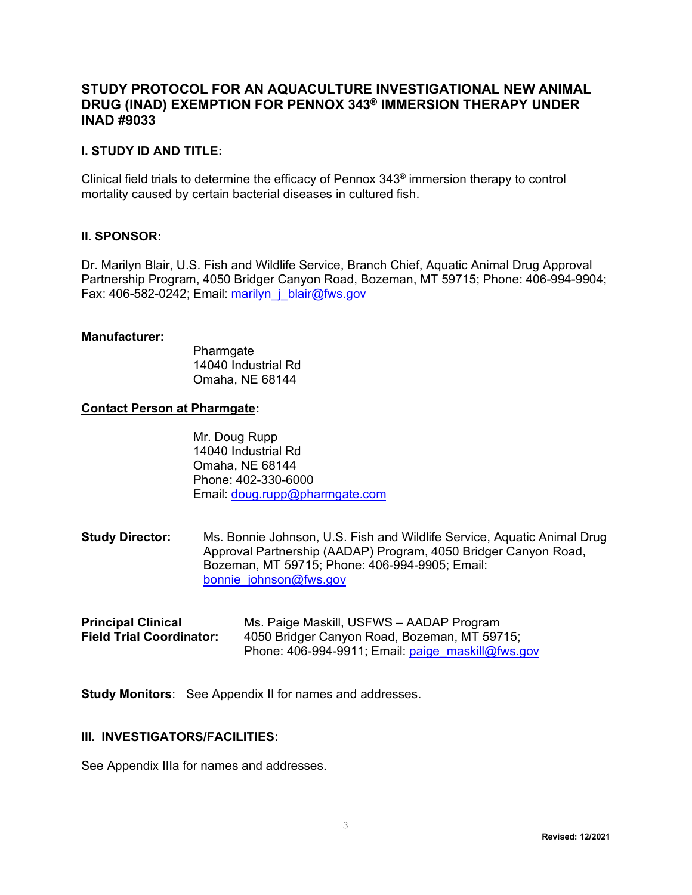# STUDY PROTOCOL FOR AN AQUACULTURE INVESTIGATIONAL NEW ANIMAL DRUG (INAD) EXEMPTION FOR PENNOX 343® IMMERSION THERAPY UNDER INAD #9033

## I. STUDY ID AND TITLE:

Clinical field trials to determine the efficacy of Pennox 343® immersion therapy to control mortality caused by certain bacterial diseases in cultured fish.

## II. SPONSOR:

Dr. Marilyn Blair, U.S. Fish and Wildlife Service, Branch Chief, Aquatic Animal Drug Approval Partnership Program, 4050 Bridger Canyon Road, Bozeman, MT 59715; Phone: 406-994-9904; Fax: 406-582-0242; Email: marilyn_j_blair@fws.gov

**Manufacturer:**

Pharmgate
14040 Industrial Rd
Omaha, NE 68144

**Contact Person at Pharmgate:**

Mr. Doug Rupp
14040 Industrial Rd
Omaha, NE 68144
Phone: 402-330-6000
Email: doug.rupp@pharmgate.com

**Study Director:** Ms. Bonnie Johnson, U.S. Fish and Wildlife Service, Aquatic Animal Drug Approval Partnership (AADAP) Program, 4050 Bridger Canyon Road, Bozeman, MT 59715; Phone: 406-994-9905; Email: bonnie_johnson@fws.gov

**Principal Clinical Field Trial Coordinator:** Ms. Paige Maskill, USFWS – AADAP Program 4050 Bridger Canyon Road, Bozeman, MT 59715; Phone: 406-994-9911; Email: paige_maskill@fws.gov

**Study Monitors**: See Appendix II for names and addresses.

## III. INVESTIGATORS/FACILITIES:

See Appendix IIIa for names and addresses.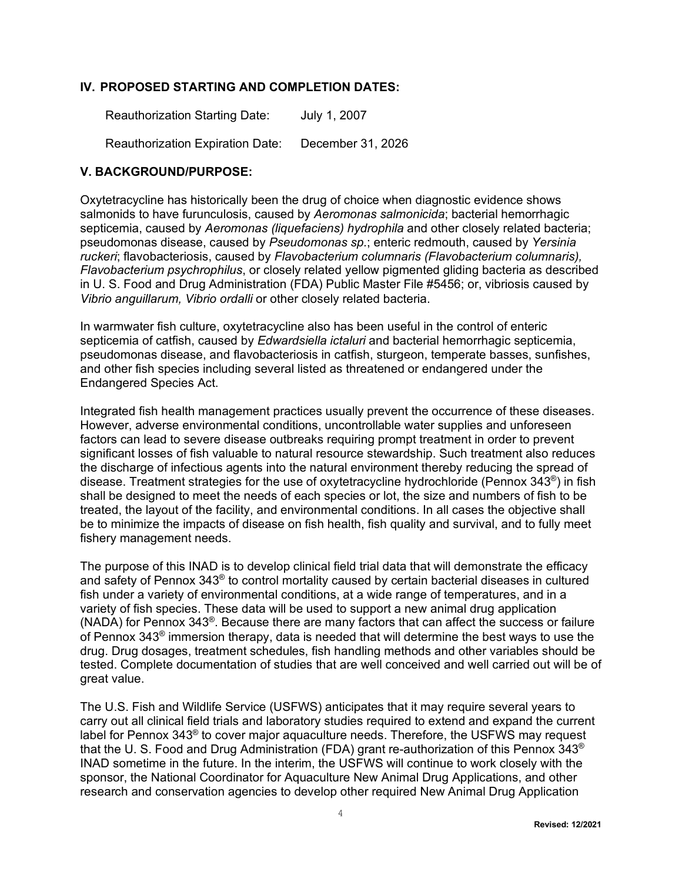## IV. PROPOSED STARTING AND COMPLETION DATES:

Reauthorization Starting Date: July 1, 2007

Reauthorization Expiration Date: December 31, 2026

## V. BACKGROUND/PURPOSE:

Oxytetracycline has historically been the drug of choice when diagnostic evidence shows salmonids to have furunculosis, caused by *Aeromonas salmonicida*; bacterial hemorrhagic septicemia, caused by *Aeromonas (liquefaciens) hydrophila* and other closely related bacteria; pseudomonas disease, caused by *Pseudomonas sp.*; enteric redmouth, caused by *Yersinia ruckeri*; flavobacteriosis, caused by *Flavobacterium columnaris (Flavobacterium columnaris), Flavobacterium psychrophilus*, or closely related yellow pigmented gliding bacteria as described in U. S. Food and Drug Administration (FDA) Public Master File #5456; or, vibriosis caused by *Vibrio anguillarum, Vibrio ordalli* or other closely related bacteria.

In warmwater fish culture, oxytetracycline also has been useful in the control of enteric septicemia of catfish, caused by *Edwardsiella ictaluri* and bacterial hemorrhagic septicemia, pseudomonas disease, and flavobacteriosis in catfish, sturgeon, temperate basses, sunfishes, and other fish species including several listed as threatened or endangered under the Endangered Species Act.

Integrated fish health management practices usually prevent the occurrence of these diseases. However, adverse environmental conditions, uncontrollable water supplies and unforeseen factors can lead to severe disease outbreaks requiring prompt treatment in order to prevent significant losses of fish valuable to natural resource stewardship. Such treatment also reduces the discharge of infectious agents into the natural environment thereby reducing the spread of disease. Treatment strategies for the use of oxytetracycline hydrochloride (Pennox 343®) in fish shall be designed to meet the needs of each species or lot, the size and numbers of fish to be treated, the layout of the facility, and environmental conditions. In all cases the objective shall be to minimize the impacts of disease on fish health, fish quality and survival, and to fully meet fishery management needs.

The purpose of this INAD is to develop clinical field trial data that will demonstrate the efficacy and safety of Pennox 343® to control mortality caused by certain bacterial diseases in cultured fish under a variety of environmental conditions, at a wide range of temperatures, and in a variety of fish species. These data will be used to support a new animal drug application (NADA) for Pennox 343®. Because there are many factors that can affect the success or failure of Pennox 343® immersion therapy, data is needed that will determine the best ways to use the drug. Drug dosages, treatment schedules, fish handling methods and other variables should be tested. Complete documentation of studies that are well conceived and well carried out will be of great value.

The U.S. Fish and Wildlife Service (USFWS) anticipates that it may require several years to carry out all clinical field trials and laboratory studies required to extend and expand the current label for Pennox 343® to cover major aquaculture needs. Therefore, the USFWS may request that the U. S. Food and Drug Administration (FDA) grant re-authorization of this Pennox 343® INAD sometime in the future. In the interim, the USFWS will continue to work closely with the sponsor, the National Coordinator for Aquaculture New Animal Drug Applications, and other research and conservation agencies to develop other required New Animal Drug Application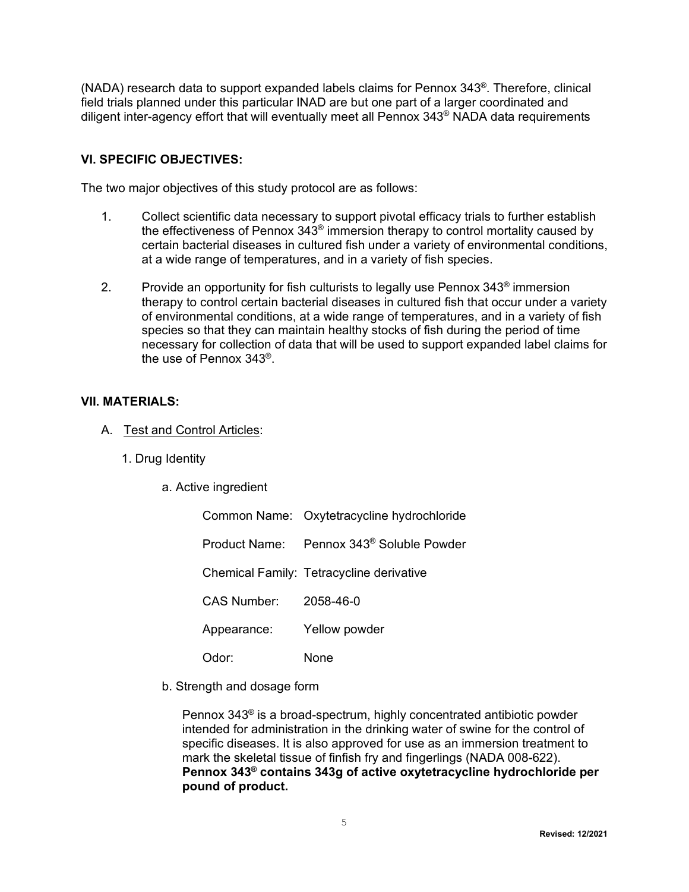(NADA) research data to support expanded labels claims for Pennox 343®. Therefore, clinical field trials planned under this particular INAD are but one part of a larger coordinated and diligent inter-agency effort that will eventually meet all Pennox 343® NADA data requirements

## VI. SPECIFIC OBJECTIVES:

The two major objectives of this study protocol are as follows:

1. Collect scientific data necessary to support pivotal efficacy trials to further establish the effectiveness of Pennox 343® immersion therapy to control mortality caused by certain bacterial diseases in cultured fish under a variety of environmental conditions, at a wide range of temperatures, and in a variety of fish species.

2. Provide an opportunity for fish culturists to legally use Pennox 343® immersion therapy to control certain bacterial diseases in cultured fish that occur under a variety of environmental conditions, at a wide range of temperatures, and in a variety of fish species so that they can maintain healthy stocks of fish during the period of time necessary for collection of data that will be used to support expanded label claims for the use of Pennox 343®.

## VII. MATERIALS:

A. Test and Control Articles:

1. Drug Identity

a. Active ingredient

Common Name: Oxytetracycline hydrochloride

Product Name: Pennox 343® Soluble Powder

Chemical Family: Tetracycline derivative

CAS Number: 2058-46-0

Appearance: Yellow powder

Odor: None

b. Strength and dosage form

Pennox 343® is a broad-spectrum, highly concentrated antibiotic powder intended for administration in the drinking water of swine for the control of specific diseases. It is also approved for use as an immersion treatment to mark the skeletal tissue of finfish fry and fingerlings (NADA 008-622). **Pennox 343® contains 343g of active oxytetracycline hydrochloride per pound of product.**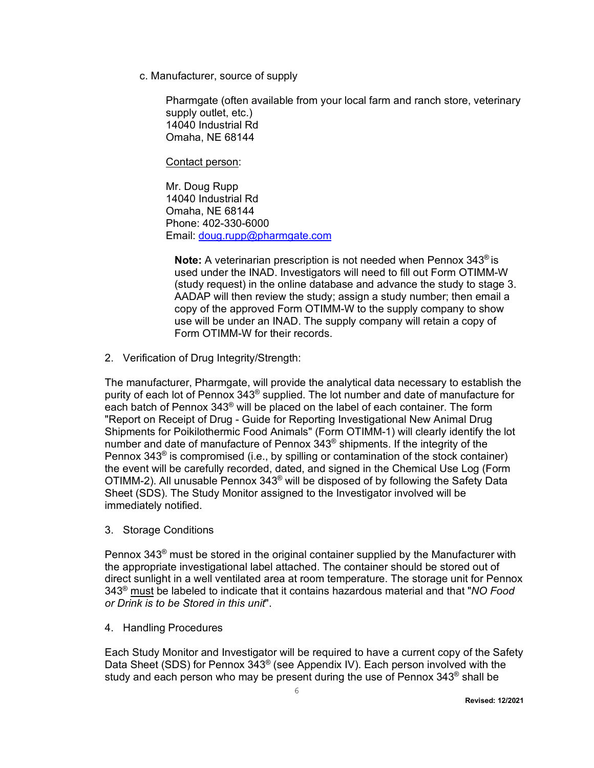c. Manufacturer, source of supply

Pharmgate (often available from your local farm and ranch store, veterinary supply outlet, etc.)
14040 Industrial Rd
Omaha, NE 68144

Contact person:

Mr. Doug Rupp
14040 Industrial Rd
Omaha, NE 68144
Phone: 402-330-6000
Email: doug.rupp@pharmgate.com

**Note:** A veterinarian prescription is not needed when Pennox 343® is used under the INAD. Investigators will need to fill out Form OTIMM-W (study request) in the online database and advance the study to stage 3. AADAP will then review the study; assign a study number; then email a copy of the approved Form OTIMM-W to the supply company to show use will be under an INAD. The supply company will retain a copy of Form OTIMM-W for their records.

2. Verification of Drug Integrity/Strength:

The manufacturer, Pharmgate, will provide the analytical data necessary to establish the purity of each lot of Pennox 343® supplied. The lot number and date of manufacture for each batch of Pennox 343® will be placed on the label of each container. The form "Report on Receipt of Drug - Guide for Reporting Investigational New Animal Drug Shipments for Poikilothermic Food Animals" (Form OTIMM-1) will clearly identify the lot number and date of manufacture of Pennox 343® shipments. If the integrity of the Pennox 343® is compromised (i.e., by spilling or contamination of the stock container) the event will be carefully recorded, dated, and signed in the Chemical Use Log (Form OTIMM-2). All unusable Pennox 343® will be disposed of by following the Safety Data Sheet (SDS). The Study Monitor assigned to the Investigator involved will be immediately notified.

3. Storage Conditions

Pennox 343® must be stored in the original container supplied by the Manufacturer with the appropriate investigational label attached. The container should be stored out of direct sunlight in a well ventilated area at room temperature. The storage unit for Pennox 343® must be labeled to indicate that it contains hazardous material and that "*NO Food or Drink is to be Stored in this unit*".

4. Handling Procedures

Each Study Monitor and Investigator will be required to have a current copy of the Safety Data Sheet (SDS) for Pennox 343® (see Appendix IV). Each person involved with the study and each person who may be present during the use of Pennox 343® shall be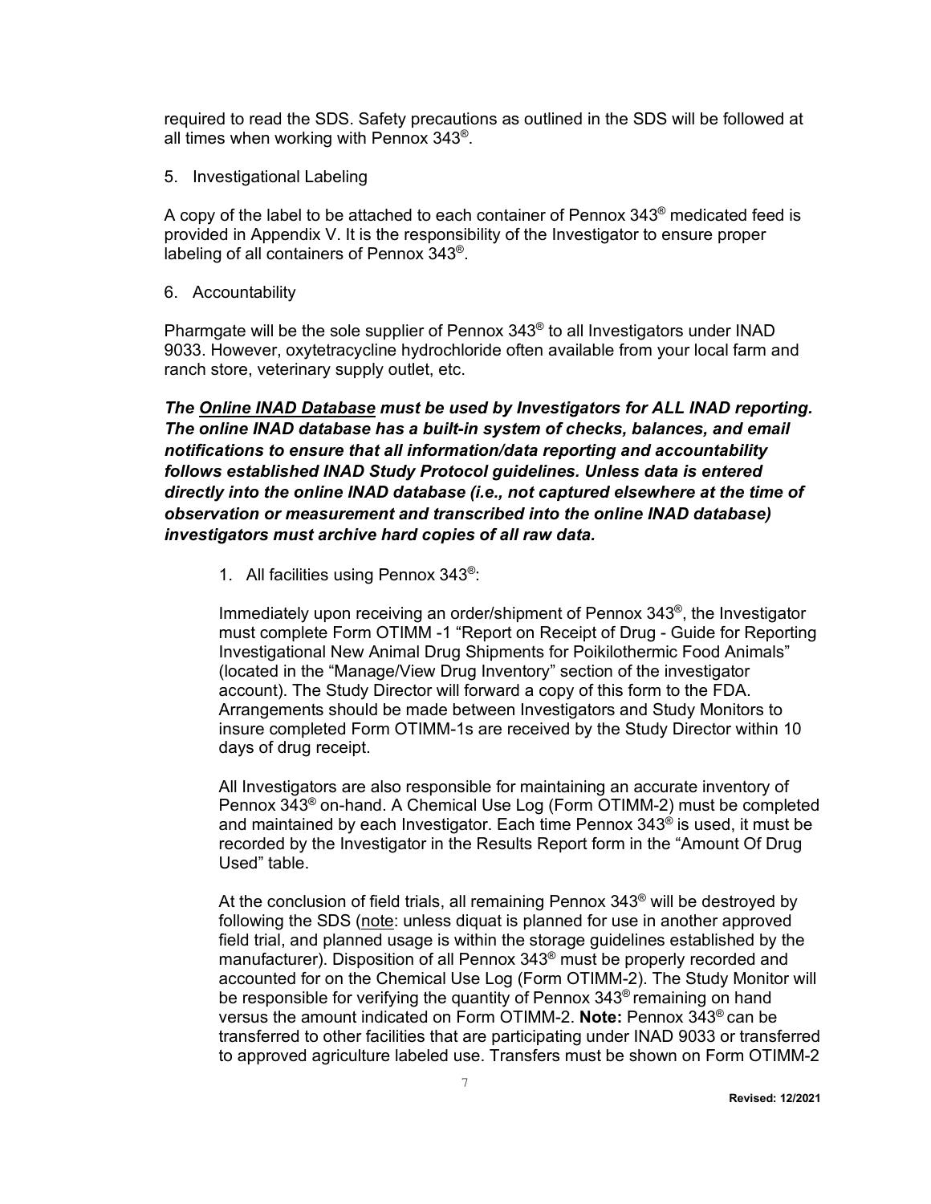required to read the SDS. Safety precautions as outlined in the SDS will be followed at all times when working with Pennox 343®.

5. Investigational Labeling

A copy of the label to be attached to each container of Pennox 343® medicated feed is provided in Appendix V. It is the responsibility of the Investigator to ensure proper labeling of all containers of Pennox 343®.

6. Accountability

Pharmgate will be the sole supplier of Pennox 343® to all Investigators under INAD 9033. However, oxytetracycline hydrochloride often available from your local farm and ranch store, veterinary supply outlet, etc.

***The <u>Online INAD Database</u> must be used by Investigators for ALL INAD reporting. The online INAD database has a built-in system of checks, balances, and email notifications to ensure that all information/data reporting and accountability follows established INAD Study Protocol guidelines. Unless data is entered directly into the online INAD database (i.e., not captured elsewhere at the time of observation or measurement and transcribed into the online INAD database) investigators must archive hard copies of all raw data.***

1. All facilities using Pennox 343®:

   Immediately upon receiving an order/shipment of Pennox 343®, the Investigator must complete Form OTIMM -1 "Report on Receipt of Drug - Guide for Reporting Investigational New Animal Drug Shipments for Poikilothermic Food Animals" (located in the "Manage/View Drug Inventory" section of the investigator account). The Study Director will forward a copy of this form to the FDA. Arrangements should be made between Investigators and Study Monitors to insure completed Form OTIMM-1s are received by the Study Director within 10 days of drug receipt.

   All Investigators are also responsible for maintaining an accurate inventory of Pennox 343® on-hand. A Chemical Use Log (Form OTIMM-2) must be completed and maintained by each Investigator. Each time Pennox 343® is used, it must be recorded by the Investigator in the Results Report form in the "Amount Of Drug Used" table.

   At the conclusion of field trials, all remaining Pennox 343® will be destroyed by following the SDS (<u>note</u>: unless diquat is planned for use in another approved field trial, and planned usage is within the storage guidelines established by the manufacturer). Disposition of all Pennox 343® must be properly recorded and accounted for on the Chemical Use Log (Form OTIMM-2). The Study Monitor will be responsible for verifying the quantity of Pennox 343® remaining on hand versus the amount indicated on Form OTIMM-2. **Note:** Pennox 343® can be transferred to other facilities that are participating under INAD 9033 or transferred to approved agriculture labeled use. Transfers must be shown on Form OTIMM-2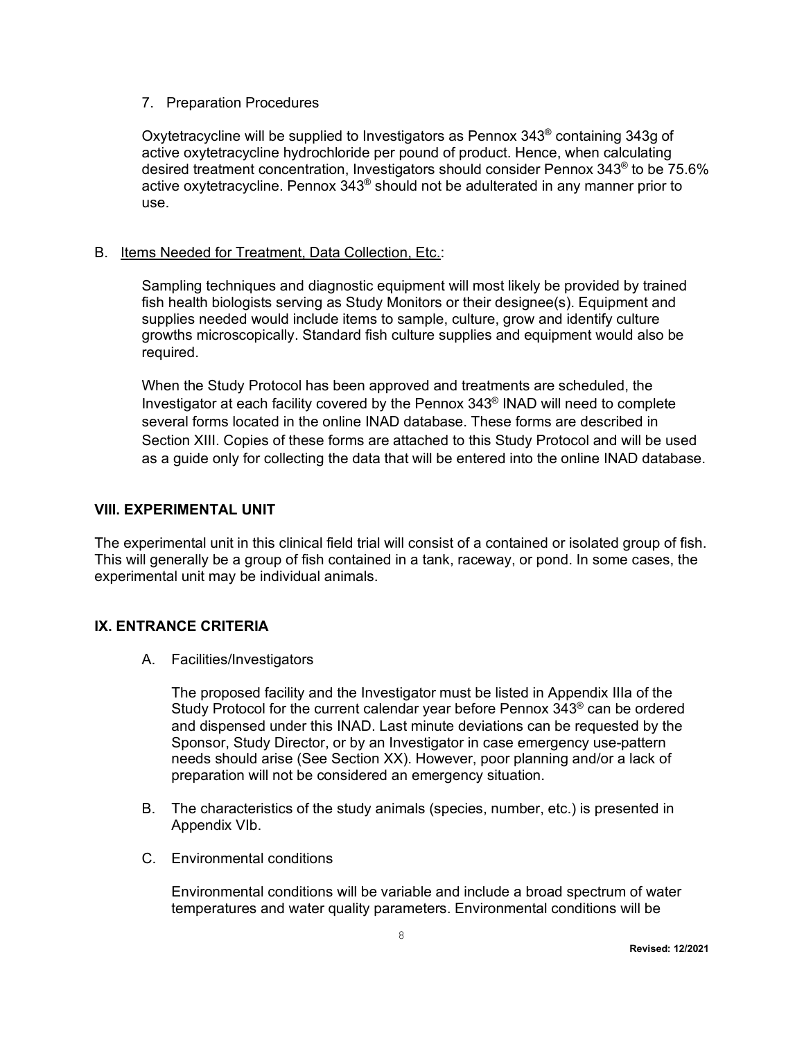7. Preparation Procedures

   Oxytetracycline will be supplied to Investigators as Pennox 343® containing 343g of active oxytetracycline hydrochloride per pound of product. Hence, when calculating desired treatment concentration, Investigators should consider Pennox 343® to be 75.6% active oxytetracycline. Pennox 343® should not be adulterated in any manner prior to use.

B. Items Needed for Treatment, Data Collection, Etc.:

   Sampling techniques and diagnostic equipment will most likely be provided by trained fish health biologists serving as Study Monitors or their designee(s). Equipment and supplies needed would include items to sample, culture, grow and identify culture growths microscopically. Standard fish culture supplies and equipment would also be required.

   When the Study Protocol has been approved and treatments are scheduled, the Investigator at each facility covered by the Pennox 343® INAD will need to complete several forms located in the online INAD database. These forms are described in Section XIII. Copies of these forms are attached to this Study Protocol and will be used as a guide only for collecting the data that will be entered into the online INAD database.

## VIII. EXPERIMENTAL UNIT

The experimental unit in this clinical field trial will consist of a contained or isolated group of fish. This will generally be a group of fish contained in a tank, raceway, or pond. In some cases, the experimental unit may be individual animals.

## IX. ENTRANCE CRITERIA

A. Facilities/Investigators

   The proposed facility and the Investigator must be listed in Appendix IIIa of the Study Protocol for the current calendar year before Pennox 343® can be ordered and dispensed under this INAD. Last minute deviations can be requested by the Sponsor, Study Director, or by an Investigator in case emergency use-pattern needs should arise (See Section XX). However, poor planning and/or a lack of preparation will not be considered an emergency situation.

B. The characteristics of the study animals (species, number, etc.) is presented in Appendix VIb.

C. Environmental conditions

   Environmental conditions will be variable and include a broad spectrum of water temperatures and water quality parameters. Environmental conditions will be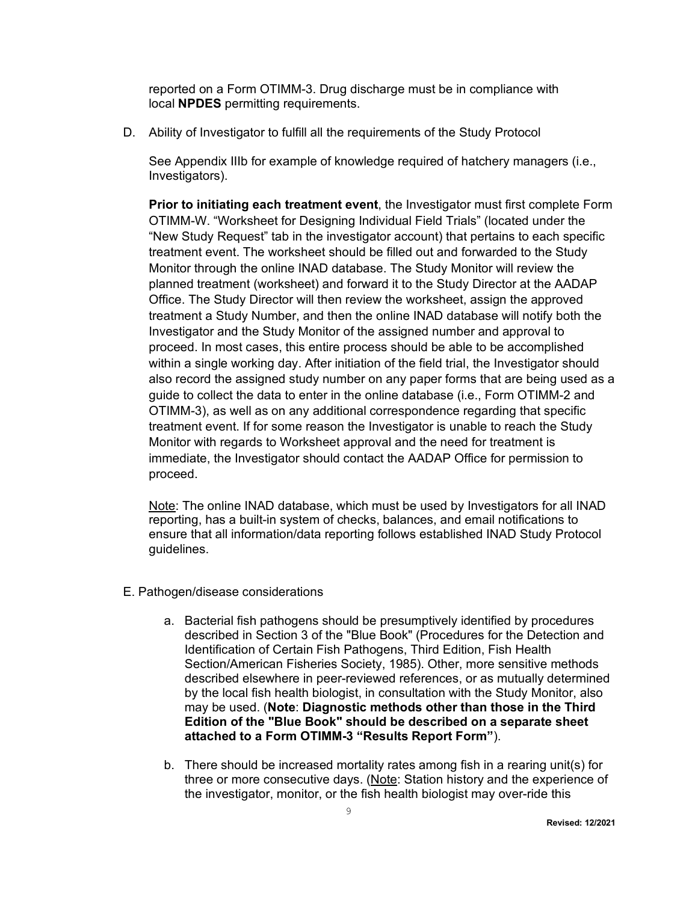reported on a Form OTIMM-3. Drug discharge must be in compliance with local **NPDES** permitting requirements.

D. Ability of Investigator to fulfill all the requirements of the Study Protocol

See Appendix IIIb for example of knowledge required of hatchery managers (i.e., Investigators).

**Prior to initiating each treatment event**, the Investigator must first complete Form OTIMM-W. "Worksheet for Designing Individual Field Trials" (located under the "New Study Request" tab in the investigator account) that pertains to each specific treatment event. The worksheet should be filled out and forwarded to the Study Monitor through the online INAD database. The Study Monitor will review the planned treatment (worksheet) and forward it to the Study Director at the AADAP Office. The Study Director will then review the worksheet, assign the approved treatment a Study Number, and then the online INAD database will notify both the Investigator and the Study Monitor of the assigned number and approval to proceed. In most cases, this entire process should be able to be accomplished within a single working day. After initiation of the field trial, the Investigator should also record the assigned study number on any paper forms that are being used as a guide to collect the data to enter in the online database (i.e., Form OTIMM-2 and OTIMM-3), as well as on any additional correspondence regarding that specific treatment event. If for some reason the Investigator is unable to reach the Study Monitor with regards to Worksheet approval and the need for treatment is immediate, the Investigator should contact the AADAP Office for permission to proceed.

Note: The online INAD database, which must be used by Investigators for all INAD reporting, has a built-in system of checks, balances, and email notifications to ensure that all information/data reporting follows established INAD Study Protocol guidelines.

E. Pathogen/disease considerations

a. Bacterial fish pathogens should be presumptively identified by procedures described in Section 3 of the "Blue Book" (Procedures for the Detection and Identification of Certain Fish Pathogens, Third Edition, Fish Health Section/American Fisheries Society, 1985). Other, more sensitive methods described elsewhere in peer-reviewed references, or as mutually determined by the local fish health biologist, in consultation with the Study Monitor, also may be used. (**Note**: **Diagnostic methods other than those in the Third Edition of the "Blue Book" should be described on a separate sheet attached to a Form OTIMM-3 "Results Report Form"**).

b. There should be increased mortality rates among fish in a rearing unit(s) for three or more consecutive days. (Note: Station history and the experience of the investigator, monitor, or the fish health biologist may over-ride this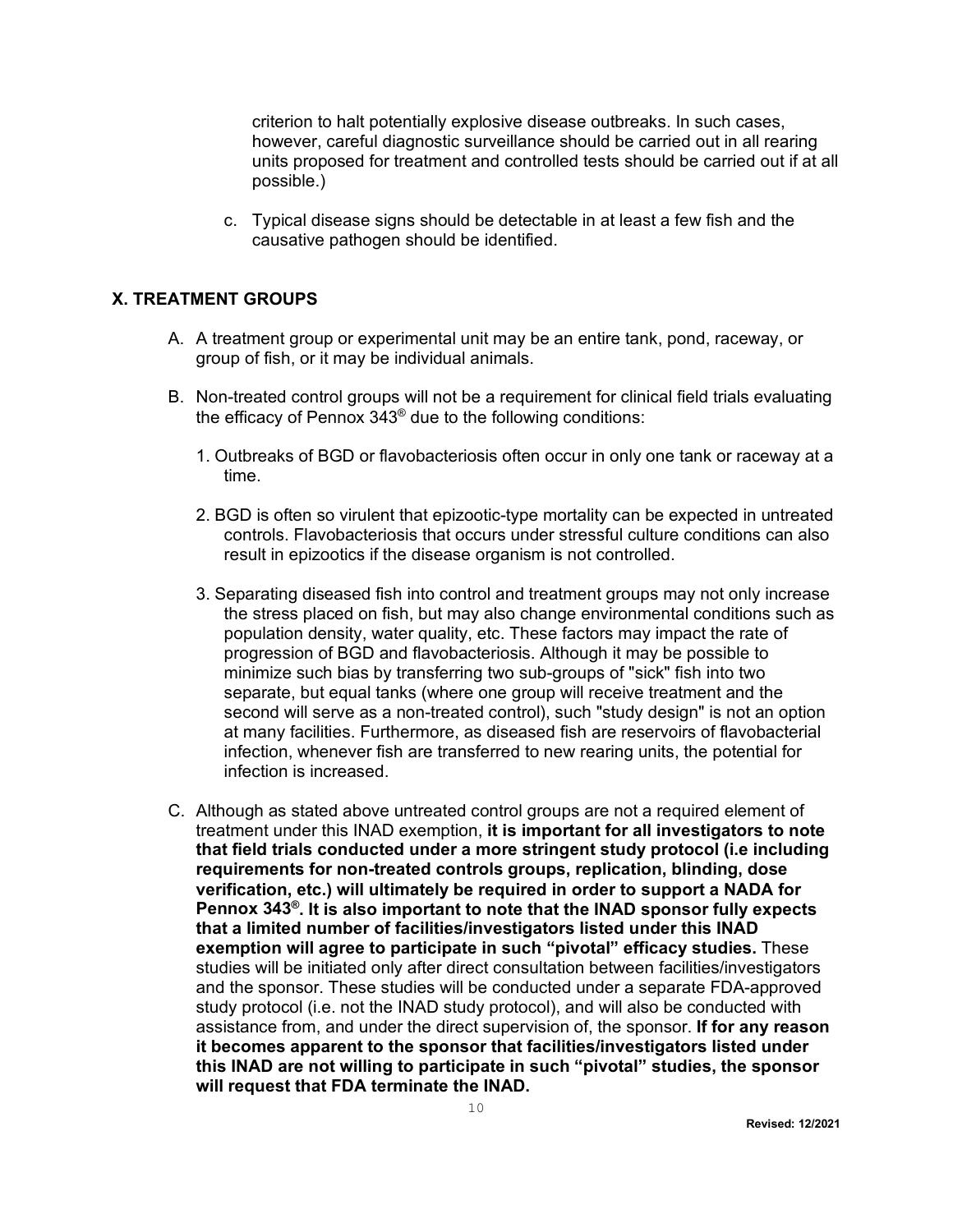criterion to halt potentially explosive disease outbreaks. In such cases, however, careful diagnostic surveillance should be carried out in all rearing units proposed for treatment and controlled tests should be carried out if at all possible.)

c. Typical disease signs should be detectable in at least a few fish and the causative pathogen should be identified.

## X. TREATMENT GROUPS

A. A treatment group or experimental unit may be an entire tank, pond, raceway, or group of fish, or it may be individual animals.

B. Non-treated control groups will not be a requirement for clinical field trials evaluating the efficacy of Pennox 343® due to the following conditions:

1. Outbreaks of BGD or flavobacteriosis often occur in only one tank or raceway at a time.

2. BGD is often so virulent that epizootic-type mortality can be expected in untreated controls. Flavobacteriosis that occurs under stressful culture conditions can also result in epizootics if the disease organism is not controlled.

3. Separating diseased fish into control and treatment groups may not only increase the stress placed on fish, but may also change environmental conditions such as population density, water quality, etc. These factors may impact the rate of progression of BGD and flavobacteriosis. Although it may be possible to minimize such bias by transferring two sub-groups of "sick" fish into two separate, but equal tanks (where one group will receive treatment and the second will serve as a non-treated control), such "study design" is not an option at many facilities. Furthermore, as diseased fish are reservoirs of flavobacterial infection, whenever fish are transferred to new rearing units, the potential for infection is increased.

C. Although as stated above untreated control groups are not a required element of treatment under this INAD exemption, **it is important for all investigators to note that field trials conducted under a more stringent study protocol (i.e including requirements for non-treated controls groups, replication, blinding, dose verification, etc.) will ultimately be required in order to support a NADA for Pennox 343®. It is also important to note that the INAD sponsor fully expects that a limited number of facilities/investigators listed under this INAD exemption will agree to participate in such "pivotal" efficacy studies.** These studies will be initiated only after direct consultation between facilities/investigators and the sponsor. These studies will be conducted under a separate FDA-approved study protocol (i.e. not the INAD study protocol), and will also be conducted with assistance from, and under the direct supervision of, the sponsor. **If for any reason it becomes apparent to the sponsor that facilities/investigators listed under this INAD are not willing to participate in such "pivotal" studies, the sponsor will request that FDA terminate the INAD.**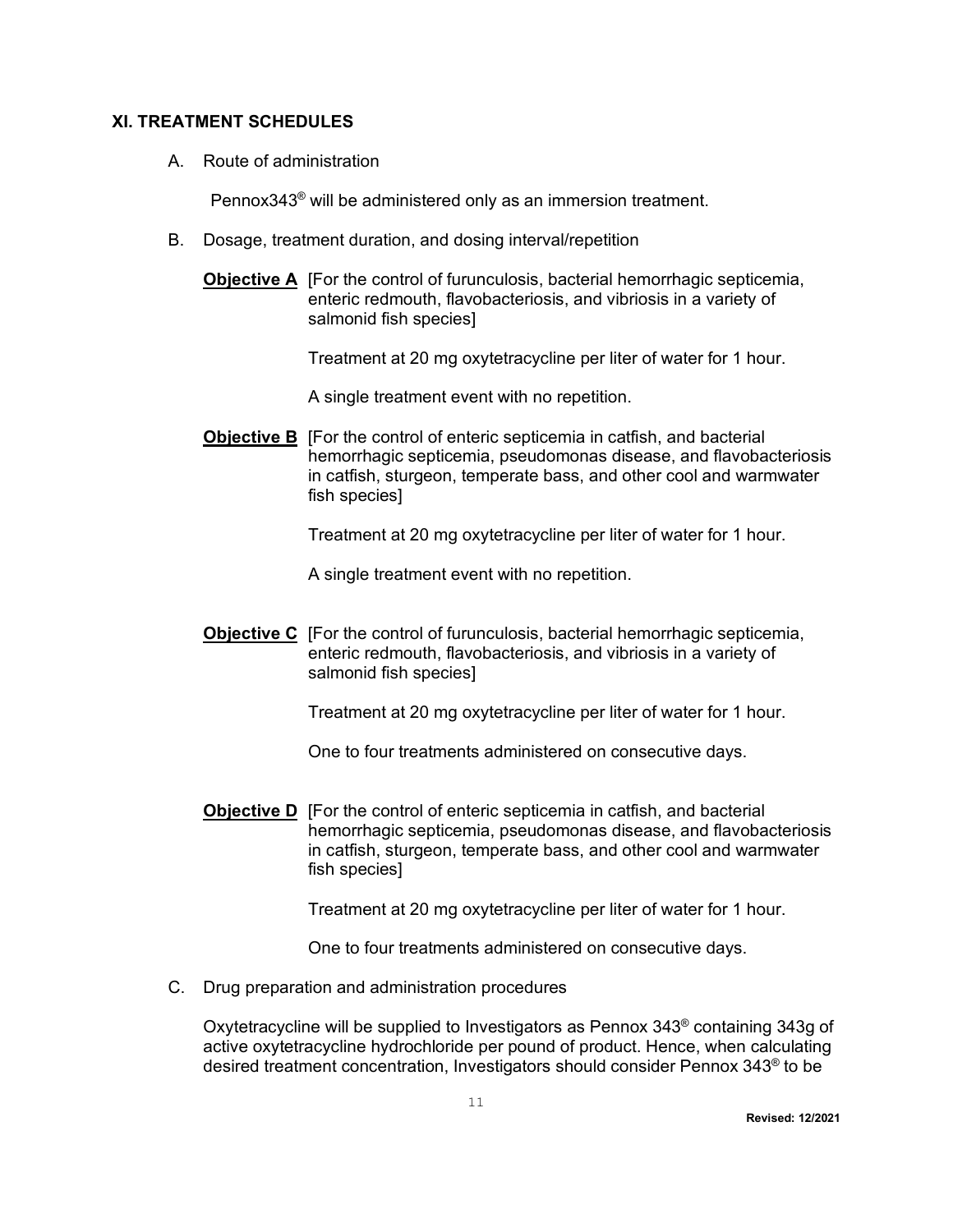## XI. TREATMENT SCHEDULES

A. Route of administration

Pennox343® will be administered only as an immersion treatment.

B. Dosage, treatment duration, and dosing interval/repetition

**Objective A** [For the control of furunculosis, bacterial hemorrhagic septicemia, enteric redmouth, flavobacteriosis, and vibriosis in a variety of salmonid fish species]

Treatment at 20 mg oxytetracycline per liter of water for 1 hour.

A single treatment event with no repetition.

**Objective B** [For the control of enteric septicemia in catfish, and bacterial hemorrhagic septicemia, pseudomonas disease, and flavobacteriosis in catfish, sturgeon, temperate bass, and other cool and warmwater fish species]

Treatment at 20 mg oxytetracycline per liter of water for 1 hour.

A single treatment event with no repetition.

**Objective C** [For the control of furunculosis, bacterial hemorrhagic septicemia, enteric redmouth, flavobacteriosis, and vibriosis in a variety of salmonid fish species]

Treatment at 20 mg oxytetracycline per liter of water for 1 hour.

One to four treatments administered on consecutive days.

**Objective D** [For the control of enteric septicemia in catfish, and bacterial hemorrhagic septicemia, pseudomonas disease, and flavobacteriosis in catfish, sturgeon, temperate bass, and other cool and warmwater fish species]

Treatment at 20 mg oxytetracycline per liter of water for 1 hour.

One to four treatments administered on consecutive days.

C. Drug preparation and administration procedures

Oxytetracycline will be supplied to Investigators as Pennox 343® containing 343g of active oxytetracycline hydrochloride per pound of product. Hence, when calculating desired treatment concentration, Investigators should consider Pennox 343® to be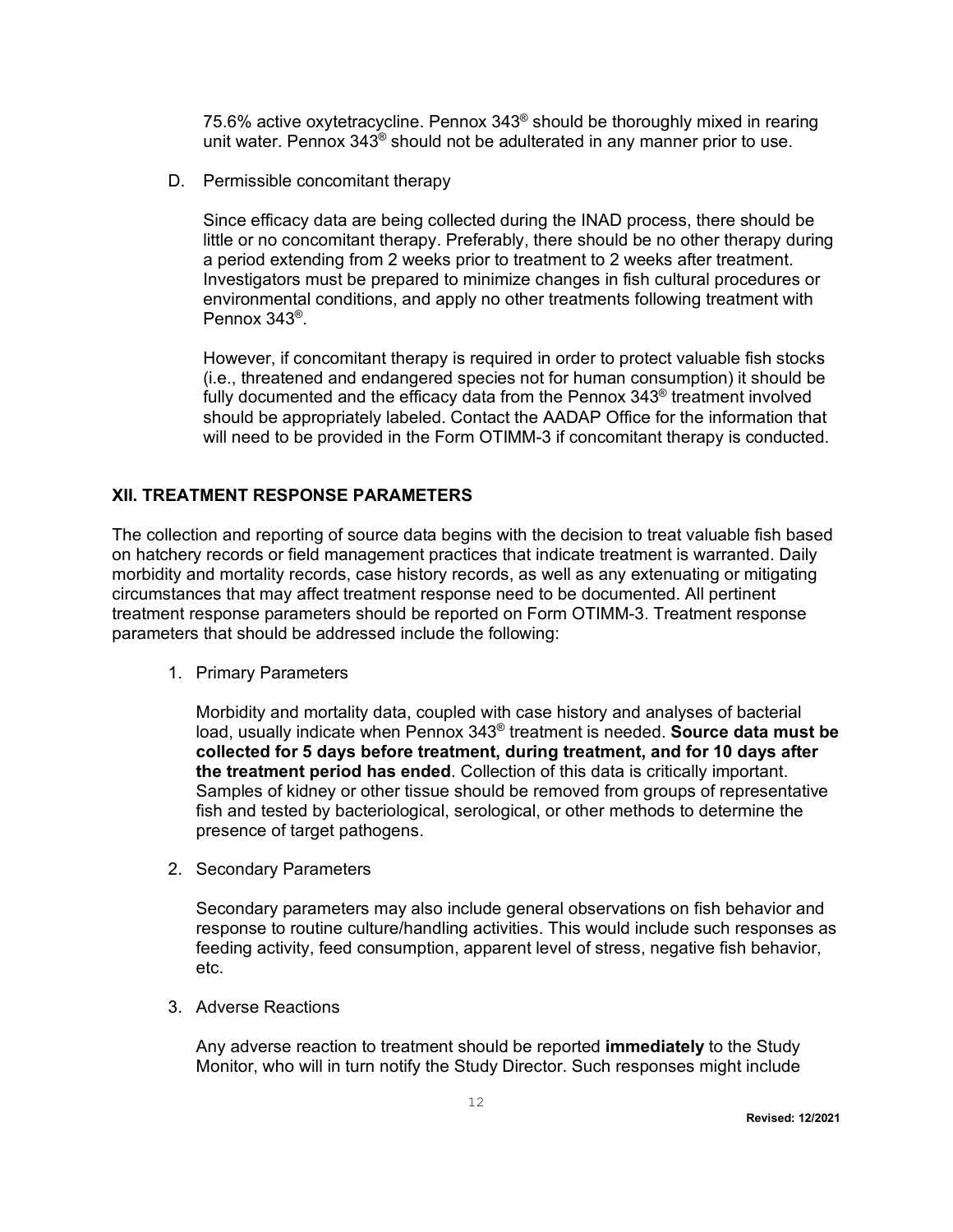75.6% active oxytetracycline. Pennox 343® should be thoroughly mixed in rearing unit water. Pennox 343® should not be adulterated in any manner prior to use.

D. Permissible concomitant therapy

Since efficacy data are being collected during the INAD process, there should be little or no concomitant therapy. Preferably, there should be no other therapy during a period extending from 2 weeks prior to treatment to 2 weeks after treatment. Investigators must be prepared to minimize changes in fish cultural procedures or environmental conditions, and apply no other treatments following treatment with Pennox 343®.

However, if concomitant therapy is required in order to protect valuable fish stocks (i.e., threatened and endangered species not for human consumption) it should be fully documented and the efficacy data from the Pennox 343® treatment involved should be appropriately labeled. Contact the AADAP Office for the information that will need to be provided in the Form OTIMM-3 if concomitant therapy is conducted.

## XII. TREATMENT RESPONSE PARAMETERS

The collection and reporting of source data begins with the decision to treat valuable fish based on hatchery records or field management practices that indicate treatment is warranted. Daily morbidity and mortality records, case history records, as well as any extenuating or mitigating circumstances that may affect treatment response need to be documented. All pertinent treatment response parameters should be reported on Form OTIMM-3. Treatment response parameters that should be addressed include the following:

1. Primary Parameters

   Morbidity and mortality data, coupled with case history and analyses of bacterial load, usually indicate when Pennox 343® treatment is needed. **Source data must be collected for 5 days before treatment, during treatment, and for 10 days after the treatment period has ended**. Collection of this data is critically important. Samples of kidney or other tissue should be removed from groups of representative fish and tested by bacteriological, serological, or other methods to determine the presence of target pathogens.

2. Secondary Parameters

   Secondary parameters may also include general observations on fish behavior and response to routine culture/handling activities. This would include such responses as feeding activity, feed consumption, apparent level of stress, negative fish behavior, etc.

3. Adverse Reactions

   Any adverse reaction to treatment should be reported **immediately** to the Study Monitor, who will in turn notify the Study Director. Such responses might include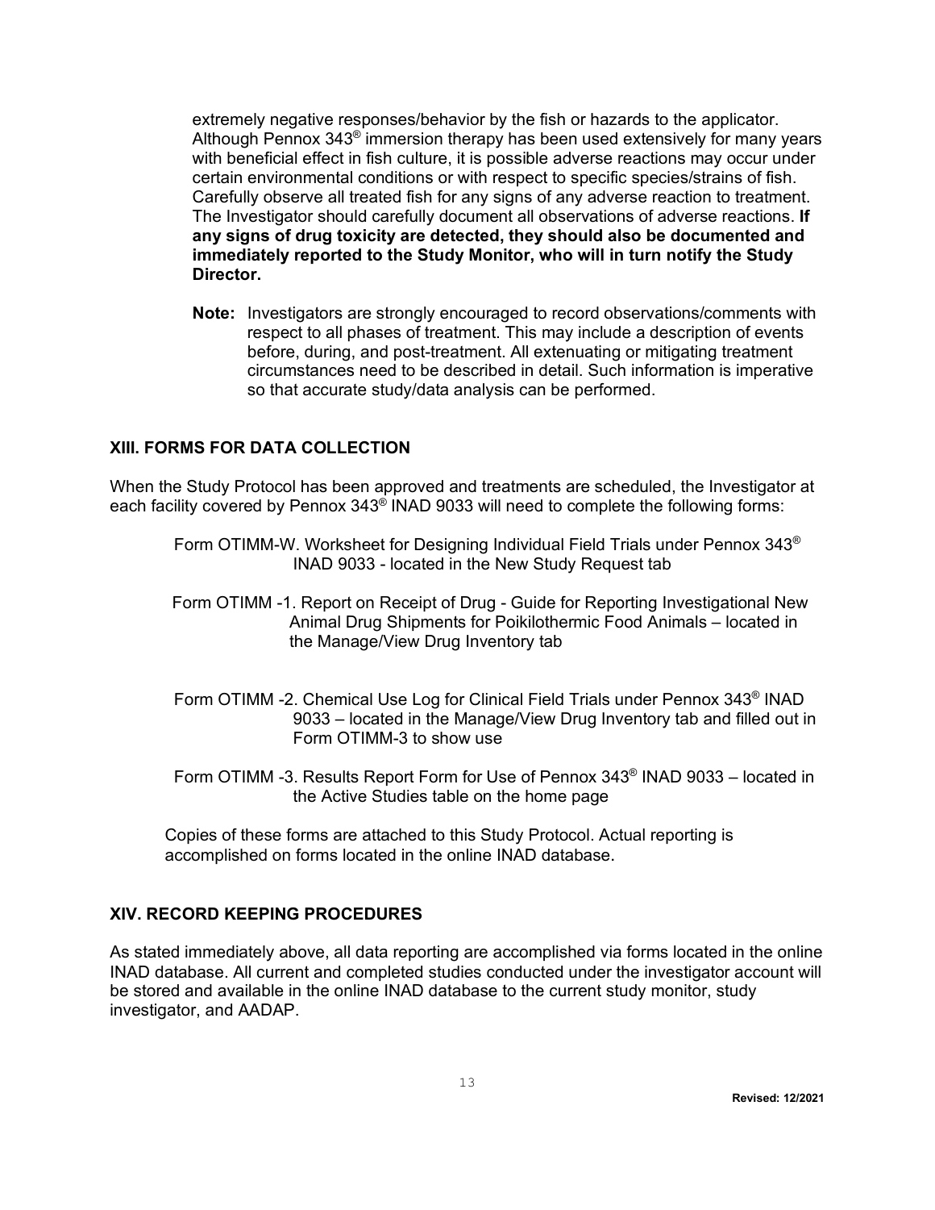extremely negative responses/behavior by the fish or hazards to the applicator. Although Pennox 343® immersion therapy has been used extensively for many years with beneficial effect in fish culture, it is possible adverse reactions may occur under certain environmental conditions or with respect to specific species/strains of fish. Carefully observe all treated fish for any signs of any adverse reaction to treatment. The Investigator should carefully document all observations of adverse reactions. **If any signs of drug toxicity are detected, they should also be documented and immediately reported to the Study Monitor, who will in turn notify the Study Director.**

**Note:** Investigators are strongly encouraged to record observations/comments with respect to all phases of treatment. This may include a description of events before, during, and post-treatment. All extenuating or mitigating treatment circumstances need to be described in detail. Such information is imperative so that accurate study/data analysis can be performed.

## XIII. FORMS FOR DATA COLLECTION

When the Study Protocol has been approved and treatments are scheduled, the Investigator at each facility covered by Pennox 343® INAD 9033 will need to complete the following forms:

Form OTIMM-W. Worksheet for Designing Individual Field Trials under Pennox 343® INAD 9033 - located in the New Study Request tab

Form OTIMM -1. Report on Receipt of Drug - Guide for Reporting Investigational New Animal Drug Shipments for Poikilothermic Food Animals – located in the Manage/View Drug Inventory tab

Form OTIMM -2. Chemical Use Log for Clinical Field Trials under Pennox 343® INAD 9033 – located in the Manage/View Drug Inventory tab and filled out in Form OTIMM-3 to show use

Form OTIMM -3. Results Report Form for Use of Pennox 343® INAD 9033 – located in the Active Studies table on the home page

Copies of these forms are attached to this Study Protocol. Actual reporting is accomplished on forms located in the online INAD database.

## XIV. RECORD KEEPING PROCEDURES

As stated immediately above, all data reporting are accomplished via forms located in the online INAD database. All current and completed studies conducted under the investigator account will be stored and available in the online INAD database to the current study monitor, study investigator, and AADAP.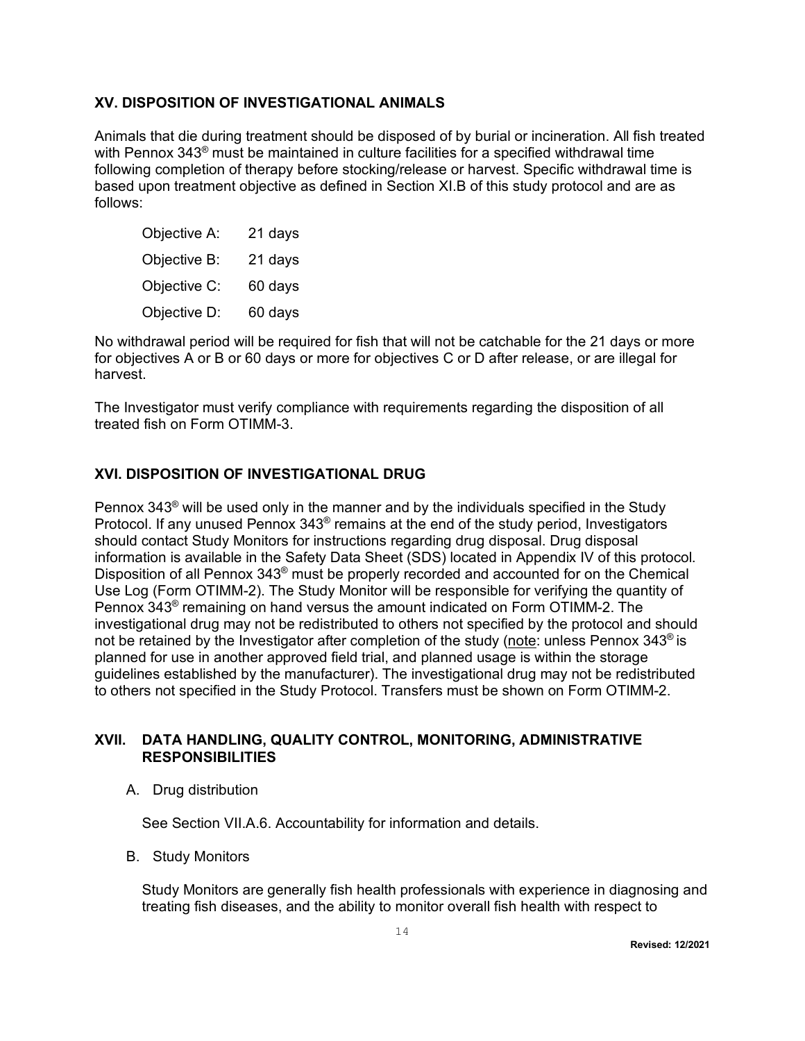## XV. DISPOSITION OF INVESTIGATIONAL ANIMALS

Animals that die during treatment should be disposed of by burial or incineration. All fish treated with Pennox 343® must be maintained in culture facilities for a specified withdrawal time following completion of therapy before stocking/release or harvest. Specific withdrawal time is based upon treatment objective as defined in Section XI.B of this study protocol and are as follows:

Objective A: 21 days

Objective B: 21 days

Objective C: 60 days

Objective D: 60 days

No withdrawal period will be required for fish that will not be catchable for the 21 days or more for objectives A or B or 60 days or more for objectives C or D after release, or are illegal for harvest.

The Investigator must verify compliance with requirements regarding the disposition of all treated fish on Form OTIMM-3.

## XVI. DISPOSITION OF INVESTIGATIONAL DRUG

Pennox 343® will be used only in the manner and by the individuals specified in the Study Protocol. If any unused Pennox 343® remains at the end of the study period, Investigators should contact Study Monitors for instructions regarding drug disposal. Drug disposal information is available in the Safety Data Sheet (SDS) located in Appendix IV of this protocol. Disposition of all Pennox 343® must be properly recorded and accounted for on the Chemical Use Log (Form OTIMM-2). The Study Monitor will be responsible for verifying the quantity of Pennox 343® remaining on hand versus the amount indicated on Form OTIMM-2. The investigational drug may not be redistributed to others not specified by the protocol and should not be retained by the Investigator after completion of the study (<u>note</u>: unless Pennox 343® is planned for use in another approved field trial, and planned usage is within the storage guidelines established by the manufacturer). The investigational drug may not be redistributed to others not specified in the Study Protocol. Transfers must be shown on Form OTIMM-2.

## XVII. DATA HANDLING, QUALITY CONTROL, MONITORING, ADMINISTRATIVE RESPONSIBILITIES

A. Drug distribution

See Section VII.A.6. Accountability for information and details.

B. Study Monitors

Study Monitors are generally fish health professionals with experience in diagnosing and treating fish diseases, and the ability to monitor overall fish health with respect to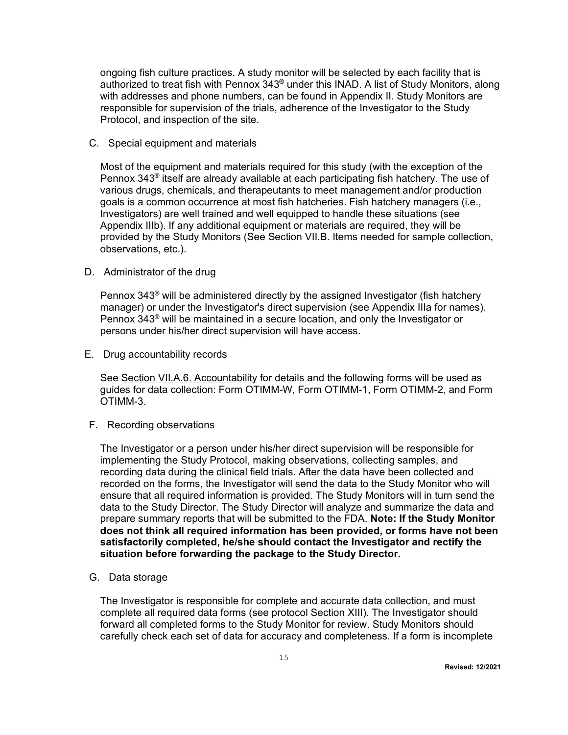ongoing fish culture practices. A study monitor will be selected by each facility that is authorized to treat fish with Pennox 343® under this INAD. A list of Study Monitors, along with addresses and phone numbers, can be found in Appendix II. Study Monitors are responsible for supervision of the trials, adherence of the Investigator to the Study Protocol, and inspection of the site.

C. Special equipment and materials

Most of the equipment and materials required for this study (with the exception of the Pennox 343® itself are already available at each participating fish hatchery. The use of various drugs, chemicals, and therapeutants to meet management and/or production goals is a common occurrence at most fish hatcheries. Fish hatchery managers (i.e., Investigators) are well trained and well equipped to handle these situations (see Appendix IIIb). If any additional equipment or materials are required, they will be provided by the Study Monitors (See Section VII.B. Items needed for sample collection, observations, etc.).

D. Administrator of the drug

Pennox 343® will be administered directly by the assigned Investigator (fish hatchery manager) or under the Investigator's direct supervision (see Appendix IIIa for names). Pennox 343® will be maintained in a secure location, and only the Investigator or persons under his/her direct supervision will have access.

E. Drug accountability records

See Section VII.A.6. Accountability for details and the following forms will be used as guides for data collection: Form OTIMM-W, Form OTIMM-1, Form OTIMM-2, and Form OTIMM-3.

F. Recording observations

The Investigator or a person under his/her direct supervision will be responsible for implementing the Study Protocol, making observations, collecting samples, and recording data during the clinical field trials. After the data have been collected and recorded on the forms, the Investigator will send the data to the Study Monitor who will ensure that all required information is provided. The Study Monitors will in turn send the data to the Study Director. The Study Director will analyze and summarize the data and prepare summary reports that will be submitted to the FDA. **Note: If the Study Monitor does not think all required information has been provided, or forms have not been satisfactorily completed, he/she should contact the Investigator and rectify the situation before forwarding the package to the Study Director.**

G. Data storage

The Investigator is responsible for complete and accurate data collection, and must complete all required data forms (see protocol Section XIII). The Investigator should forward all completed forms to the Study Monitor for review. Study Monitors should carefully check each set of data for accuracy and completeness. If a form is incomplete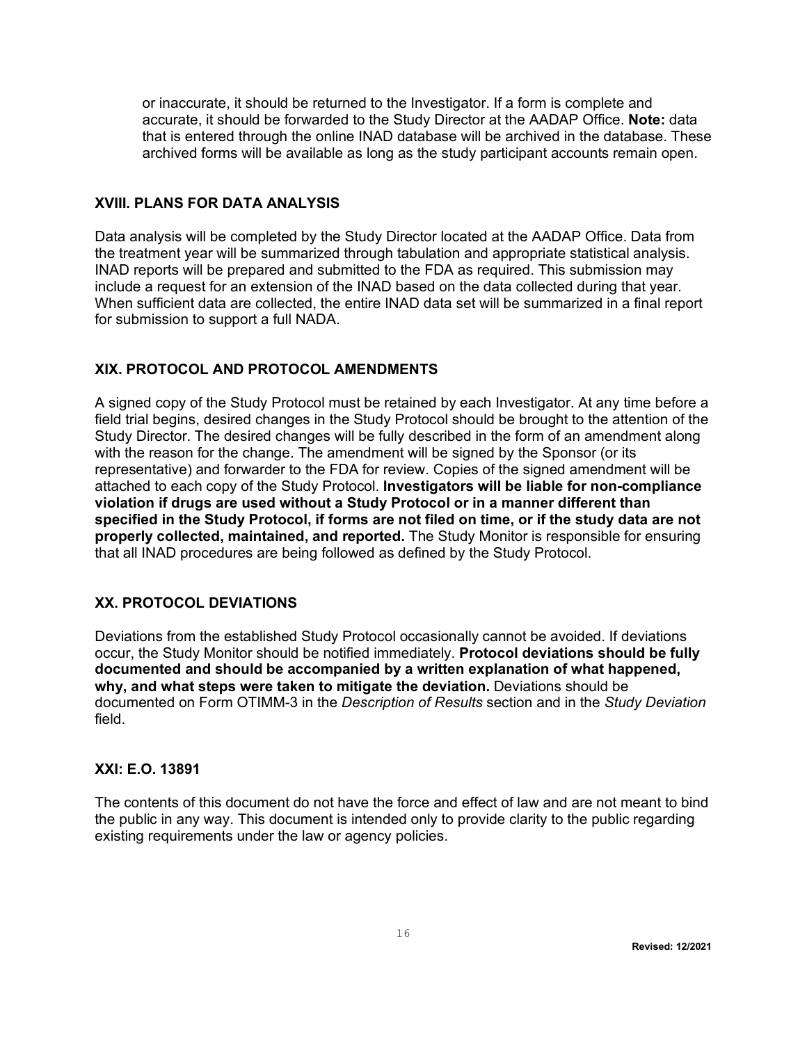or inaccurate, it should be returned to the Investigator. If a form is complete and accurate, it should be forwarded to the Study Director at the AADAP Office. **Note:** data that is entered through the online INAD database will be archived in the database. These archived forms will be available as long as the study participant accounts remain open.

## XVIII. PLANS FOR DATA ANALYSIS

Data analysis will be completed by the Study Director located at the AADAP Office. Data from the treatment year will be summarized through tabulation and appropriate statistical analysis. INAD reports will be prepared and submitted to the FDA as required. This submission may include a request for an extension of the INAD based on the data collected during that year. When sufficient data are collected, the entire INAD data set will be summarized in a final report for submission to support a full NADA.

## XIX. PROTOCOL AND PROTOCOL AMENDMENTS

A signed copy of the Study Protocol must be retained by each Investigator. At any time before a field trial begins, desired changes in the Study Protocol should be brought to the attention of the Study Director. The desired changes will be fully described in the form of an amendment along with the reason for the change. The amendment will be signed by the Sponsor (or its representative) and forwarder to the FDA for review. Copies of the signed amendment will be attached to each copy of the Study Protocol. **Investigators will be liable for non-compliance violation if drugs are used without a Study Protocol or in a manner different than specified in the Study Protocol, if forms are not filed on time, or if the study data are not properly collected, maintained, and reported.** The Study Monitor is responsible for ensuring that all INAD procedures are being followed as defined by the Study Protocol.

## XX. PROTOCOL DEVIATIONS

Deviations from the established Study Protocol occasionally cannot be avoided. If deviations occur, the Study Monitor should be notified immediately. **Protocol deviations should be fully documented and should be accompanied by a written explanation of what happened, why, and what steps were taken to mitigate the deviation.** Deviations should be documented on Form OTIMM-3 in the *Description of Results* section and in the *Study Deviation* field.

## XXI: E.O. 13891

The contents of this document do not have the force and effect of law and are not meant to bind the public in any way. This document is intended only to provide clarity to the public regarding existing requirements under the law or agency policies.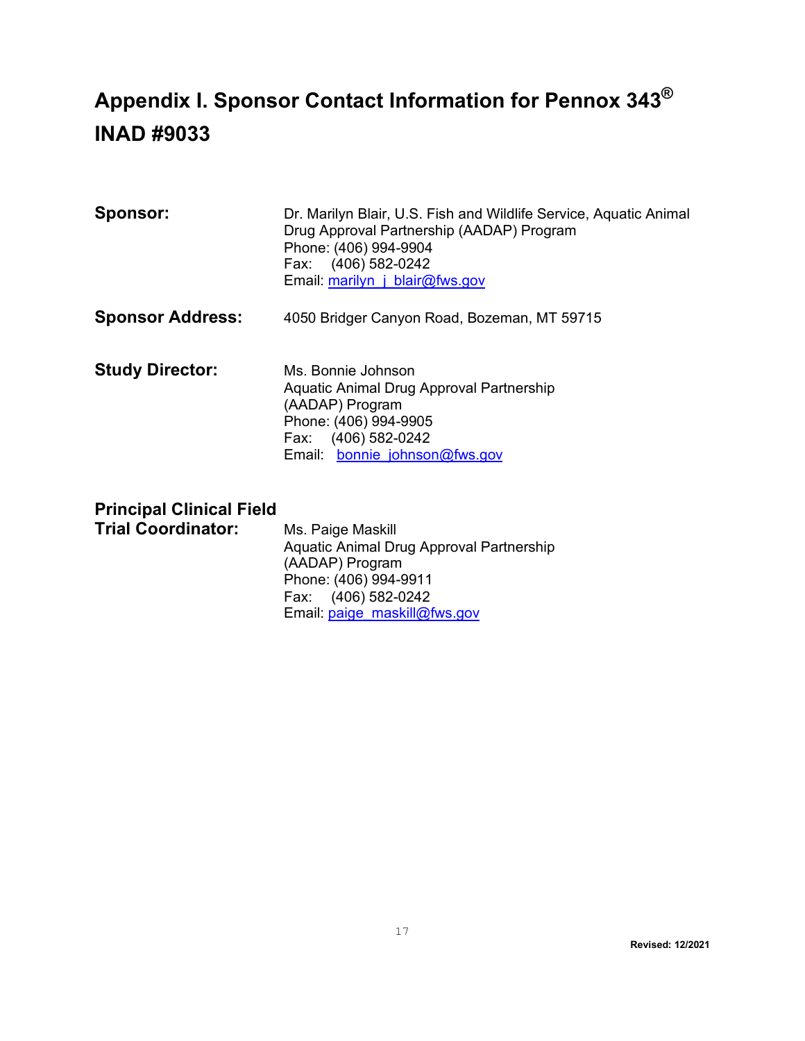# Appendix I. Sponsor Contact Information for Pennox 343® INAD #9033

**Sponsor:** Dr. Marilyn Blair, U.S. Fish and Wildlife Service, Aquatic Animal Drug Approval Partnership (AADAP) Program
Phone: (406) 994-9904
Fax: (406) 582-0242
Email: marilyn_j_blair@fws.gov

**Sponsor Address:** 4050 Bridger Canyon Road, Bozeman, MT 59715

**Study Director:** Ms. Bonnie Johnson
Aquatic Animal Drug Approval Partnership (AADAP) Program
Phone: (406) 994-9905
Fax: (406) 582-0242
Email: bonnie_johnson@fws.gov

**Principal Clinical Field Trial Coordinator:** Ms. Paige Maskill
Aquatic Animal Drug Approval Partnership (AADAP) Program
Phone: (406) 994-9911
Fax: (406) 582-0242
Email: paige_maskill@fws.gov

Revised: 12/2021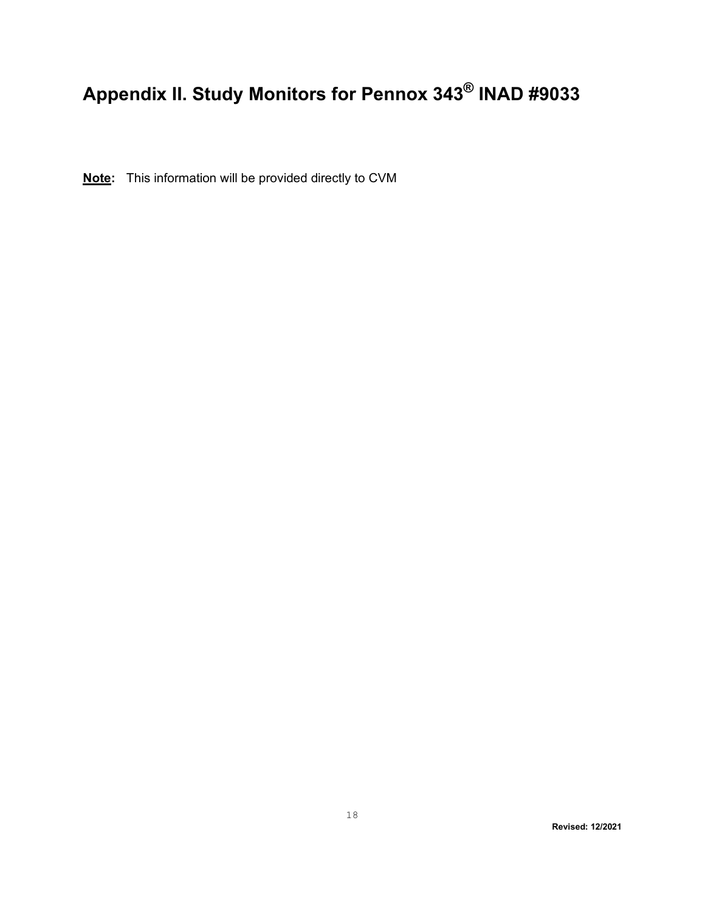# Appendix II. Study Monitors for Pennox 343® INAD #9033

**<u>Note</u>:** This information will be provided directly to CVM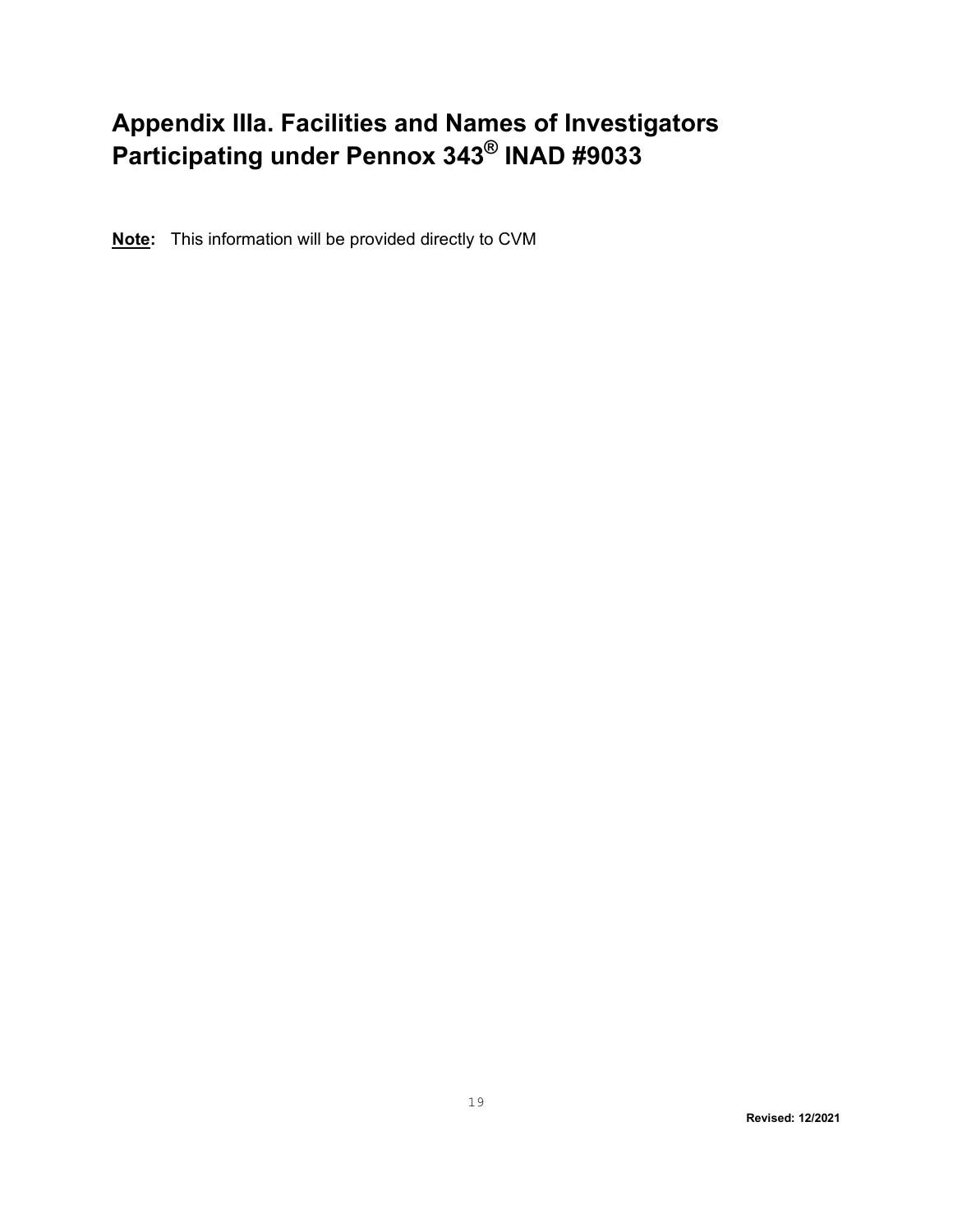# Appendix IIIa. Facilities and Names of Investigators Participating under Pennox 343® INAD #9033

**Note:** This information will be provided directly to CVM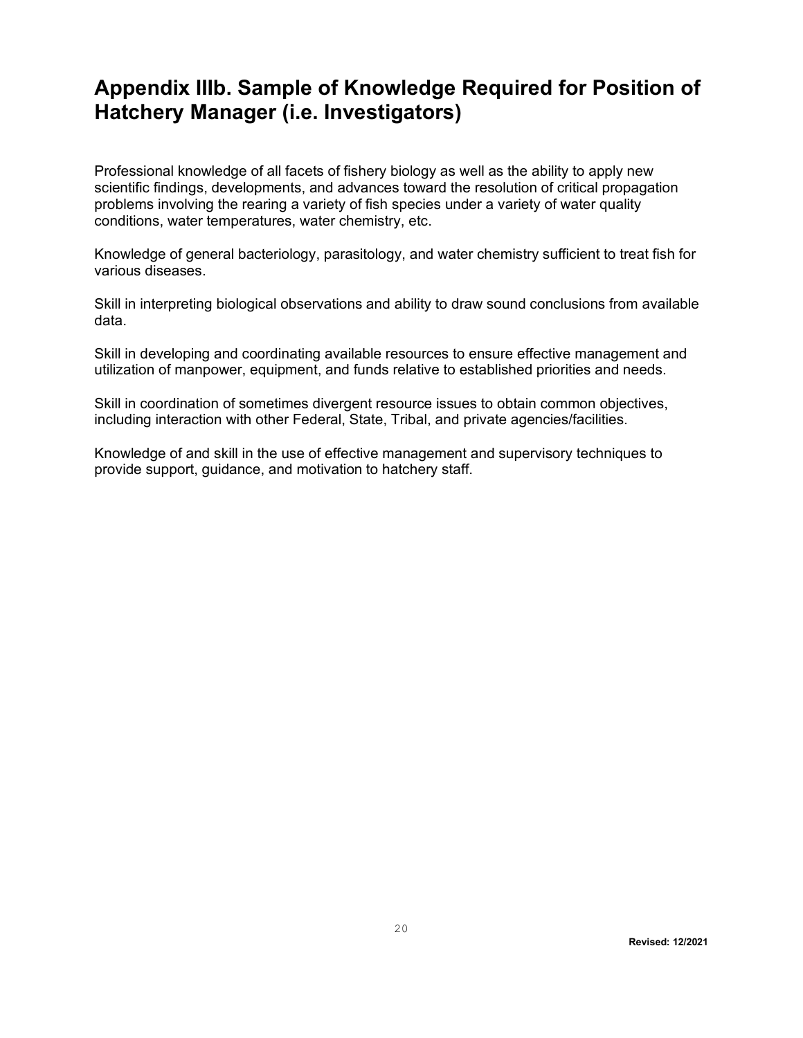# Appendix IIIb. Sample of Knowledge Required for Position of Hatchery Manager (i.e. Investigators)

Professional knowledge of all facets of fishery biology as well as the ability to apply new scientific findings, developments, and advances toward the resolution of critical propagation problems involving the rearing a variety of fish species under a variety of water quality conditions, water temperatures, water chemistry, etc.

Knowledge of general bacteriology, parasitology, and water chemistry sufficient to treat fish for various diseases.

Skill in interpreting biological observations and ability to draw sound conclusions from available data.

Skill in developing and coordinating available resources to ensure effective management and utilization of manpower, equipment, and funds relative to established priorities and needs.

Skill in coordination of sometimes divergent resource issues to obtain common objectives, including interaction with other Federal, State, Tribal, and private agencies/facilities.

Knowledge of and skill in the use of effective management and supervisory techniques to provide support, guidance, and motivation to hatchery staff.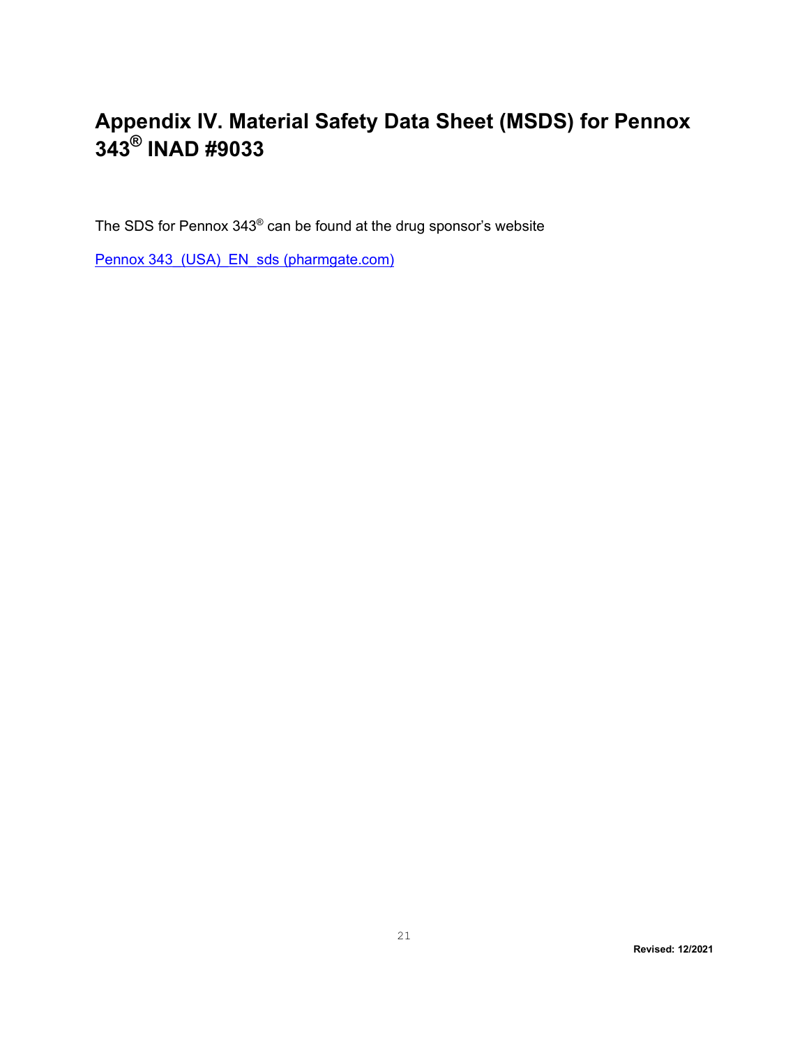# Appendix IV. Material Safety Data Sheet (MSDS) for Pennox 343® INAD #9033

The SDS for Pennox 343® can be found at the drug sponsor's website

Pennox 343 (USA) EN sds (pharmgate.com)

Revised: 12/2021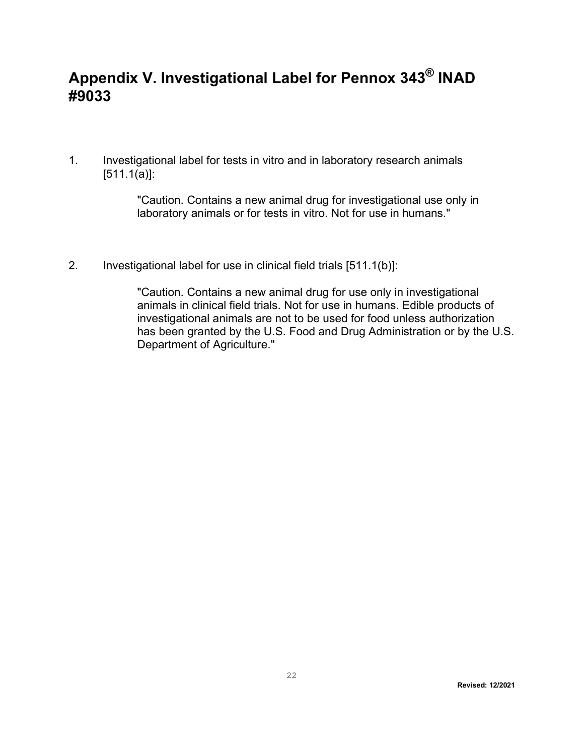# Appendix V. Investigational Label for Pennox 343® INAD #9033

1. Investigational label for tests in vitro and in laboratory research animals [511.1(a)]:

   > "Caution. Contains a new animal drug for investigational use only in laboratory animals or for tests in vitro. Not for use in humans."

2. Investigational label for use in clinical field trials [511.1(b)]:

   > "Caution. Contains a new animal drug for use only in investigational animals in clinical field trials. Not for use in humans. Edible products of investigational animals are not to be used for food unless authorization has been granted by the U.S. Food and Drug Administration or by the U.S. Department of Agriculture."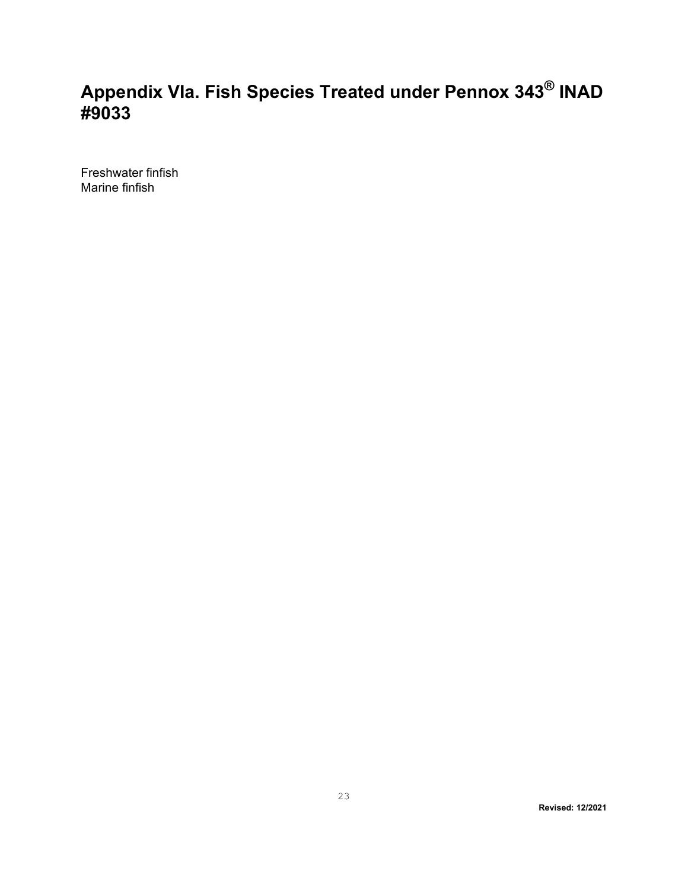# Appendix VIa. Fish Species Treated under Pennox 343® INAD #9033

Freshwater finfish
Marine finfish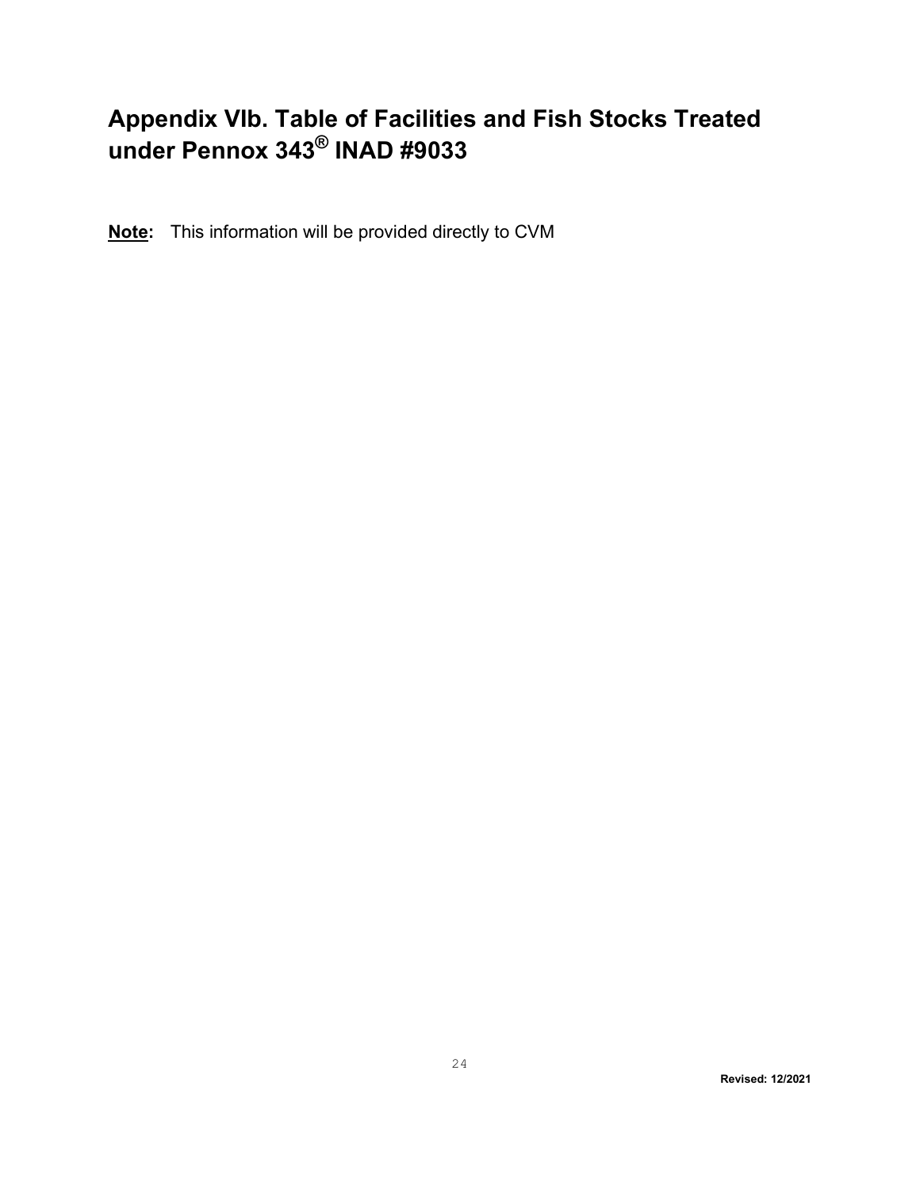# Appendix VIb. Table of Facilities and Fish Stocks Treated under Pennox 343® INAD #9033

**Note:** This information will be provided directly to CVM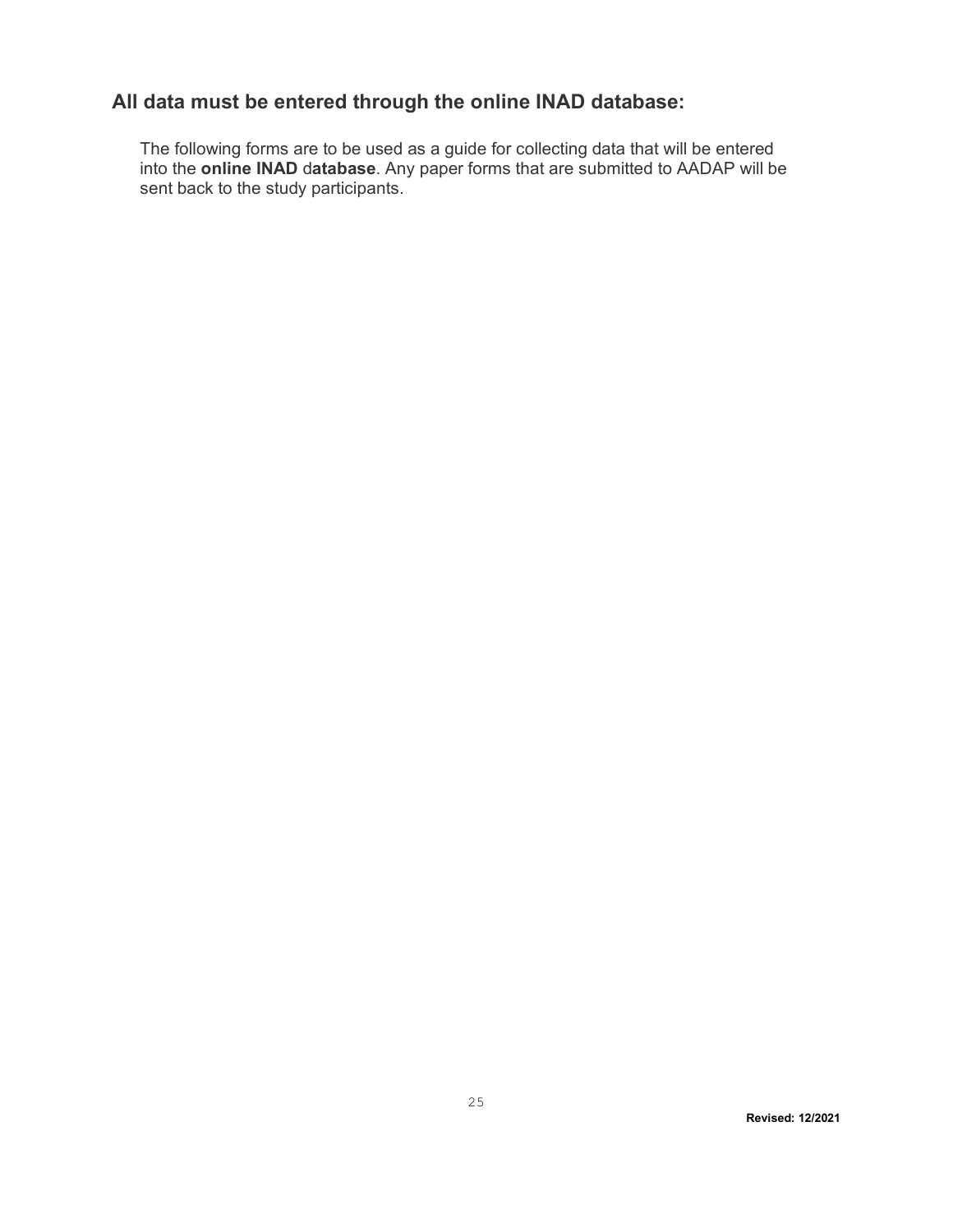## All data must be entered through the online INAD database:

The following forms are to be used as a guide for collecting data that will be entered into the **online INAD** d**atabase**. Any paper forms that are submitted to AADAP will be sent back to the study participants.

**Revised: 12/2021**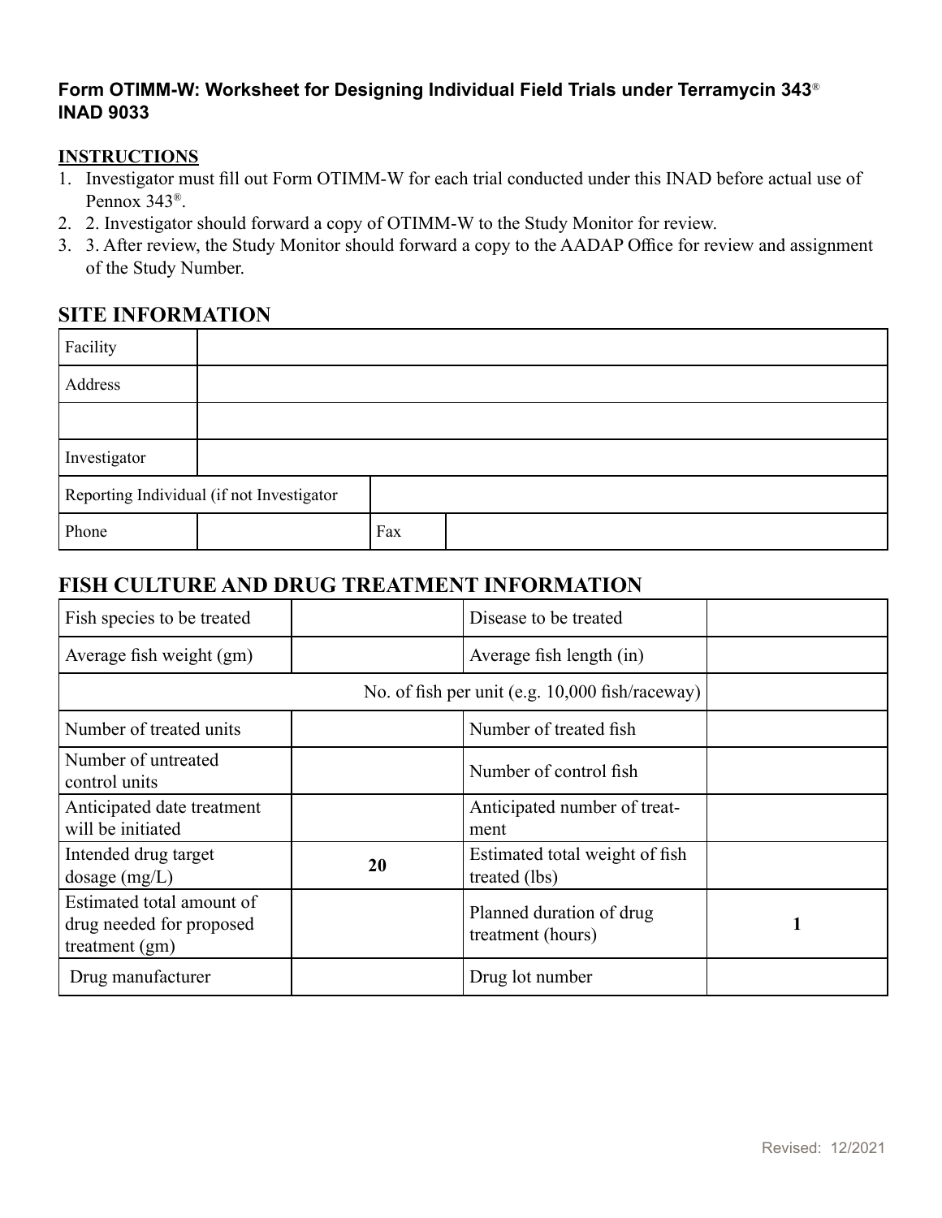**Form OTIMM-W: Worksheet for Designing Individual Field Trials under Terramycin 343® INAD 9033**

**INSTRUCTIONS**

1. Investigator must fill out Form OTIMM-W for each trial conducted under this INAD before actual use of Pennox 343®.
2. 2. Investigator should forward a copy of OTIMM-W to the Study Monitor for review.
3. 3. After review, the Study Monitor should forward a copy to the AADAP Office for review and assignment of the Study Number.

## SITE INFORMATION

| | | | |
|---|---|---|---|
| Facility | | | |
| Address | | | |
| | | | |
| Investigator | | | |
| Reporting Individual (if not Investigator | | | |
| Phone | | Fax | |

## FISH CULTURE AND DRUG TREATMENT INFORMATION

| | | | |
|---|---|---|---|
| Fish species to be treated | | Disease to be treated | |
| Average fish weight (gm) | | Average fish length (in) | |
| No. of fish per unit (e.g. 10,000 fish/raceway) | | | |
| Number of treated units | | Number of treated fish | |
| Number of untreated control units | | Number of control fish | |
| Anticipated date treatment will be initiated | | Anticipated number of treatment | |
| Intended drug target dosage (mg/L) | **20** | Estimated total weight of fish treated (lbs) | |
| Estimated total amount of drug needed for proposed treatment (gm) | | Planned duration of drug treatment (hours) | **1** |
| Drug manufacturer | | Drug lot number | |

Revised: 12/2021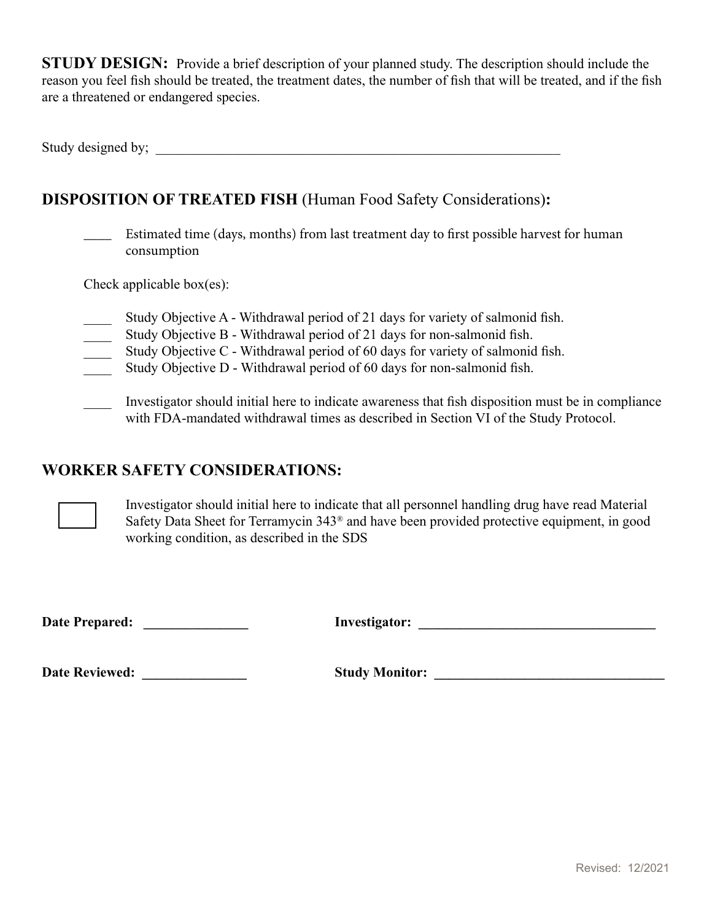**STUDY DESIGN:** Provide a brief description of your planned study. The description should include the reason you feel fish should be treated, the treatment dates, the number of fish that will be treated, and if the fish are a threatened or endangered species.

Study designed by; ____________________________________________________________

## DISPOSITION OF TREATED FISH (Human Food Safety Considerations):

____ Estimated time (days, months) from last treatment day to first possible harvest for human consumption

Check applicable box(es):

____ Study Objective A - Withdrawal period of 21 days for variety of salmonid fish.
____ Study Objective B - Withdrawal period of 21 days for non-salmonid fish.
____ Study Objective C - Withdrawal period of 60 days for variety of salmonid fish.
____ Study Objective D - Withdrawal period of 60 days for non-salmonid fish.

____ Investigator should initial here to indicate awareness that fish disposition must be in compliance with FDA-mandated withdrawal times as described in Section VI of the Study Protocol.

## WORKER SAFETY CONSIDERATIONS:

☐ Investigator should initial here to indicate that all personnel handling drug have read Material Safety Data Sheet for Terramycin 343® and have been provided protective equipment, in good working condition, as described in the SDS

**Date Prepared:** _______________ **Investigator:** ___________________________________

**Date Reviewed:** _______________ **Study Monitor:** _________________________________

Revised: 12/2021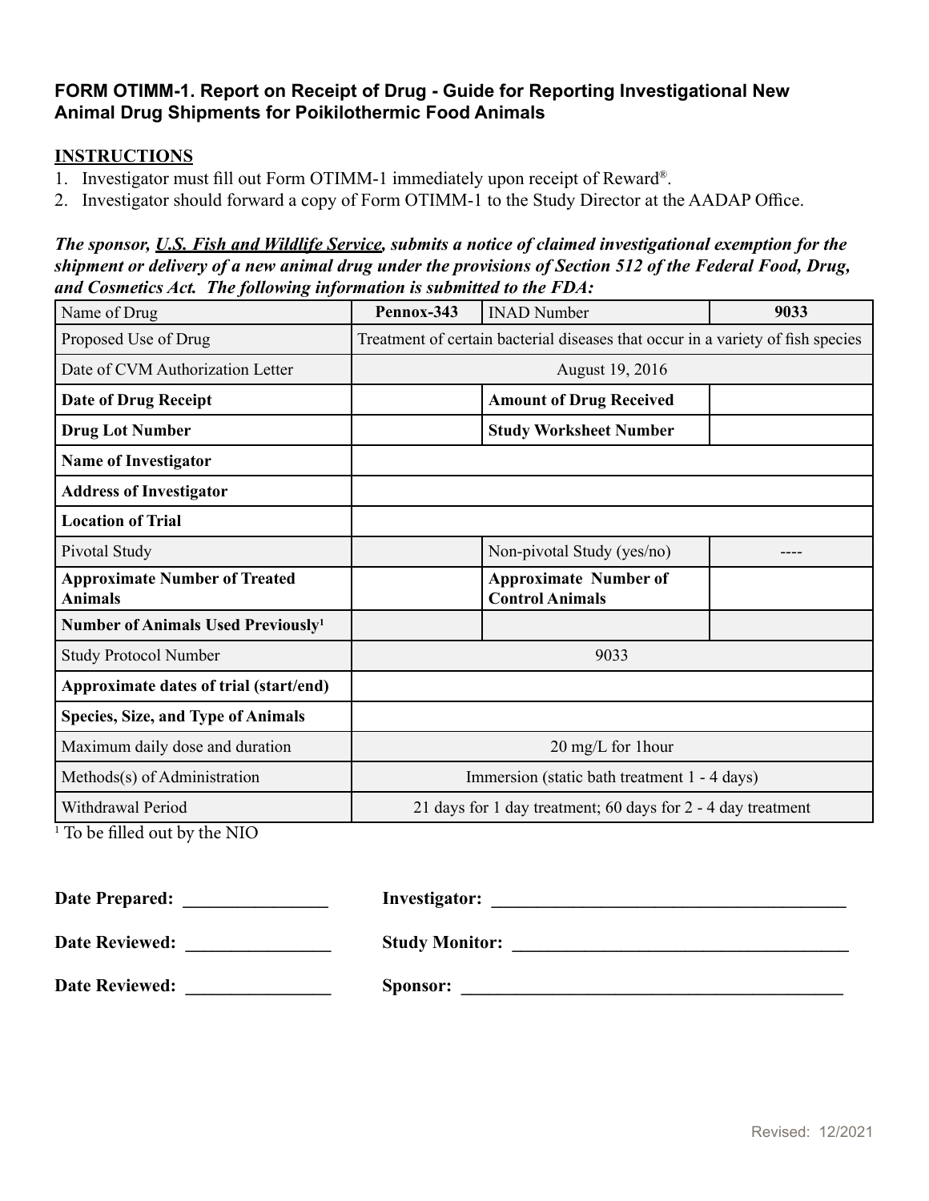**FORM OTIMM-1. Report on Receipt of Drug - Guide for Reporting Investigational New Animal Drug Shipments for Poikilothermic Food Animals**

**INSTRUCTIONS**

1. Investigator must fill out Form OTIMM-1 immediately upon receipt of Reward®.
2. Investigator should forward a copy of Form OTIMM-1 to the Study Director at the AADAP Office.

***The sponsor, U.S. Fish and Wildlife Service, submits a notice of claimed investigational exemption for the shipment or delivery of a new animal drug under the provisions of Section 512 of the Federal Food, Drug, and Cosmetics Act. The following information is submitted to the FDA:***

| Name of Drug | **Pennox-343** | INAD Number | **9033** |
|---|---|---|---|
| Proposed Use of Drug | Treatment of certain bacterial diseases that occur in a variety of fish species | | |
| Date of CVM Authorization Letter | August 19, 2016 | | |
| **Date of Drug Receipt** | | **Amount of Drug Received** | |
| **Drug Lot Number** | | **Study Worksheet Number** | |
| **Name of Investigator** | | | |
| **Address of Investigator** | | | |
| **Location of Trial** | | | |
| Pivotal Study | | Non-pivotal Study (yes/no) | ---- |
| **Approximate Number of Treated Animals** | | **Approximate Number of Control Animals** | |
| **Number of Animals Used Previously[1]** | | | |
| Study Protocol Number | 9033 | | |
| **Approximate dates of trial (start/end)** | | | |
| **Species, Size, and Type of Animals** | | | |
| Maximum daily dose and duration | 20 mg/L for 1hour | | |
| Methods(s) of Administration | Immersion (static bath treatment 1 - 4 days) | | |
| Withdrawal Period | 21 days for 1 day treatment; 60 days for 2 - 4 day treatment | | |

[1] To be filled out by the NIO

**Date Prepared:** ________________ **Investigator:** ________________________________________

**Date Reviewed:** ________________ **Study Monitor:** ______________________________________

**Date Reviewed:** ________________ **Sponsor:** ____________________________________________

Revised: 12/2021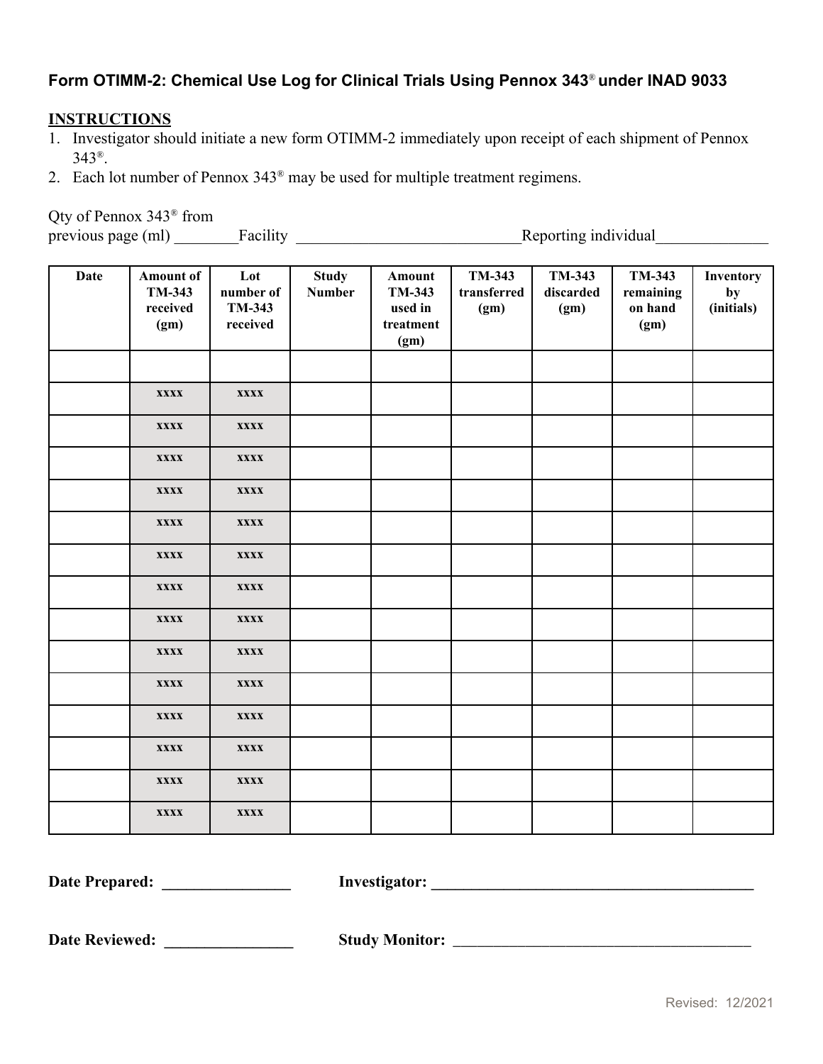**Form OTIMM-2: Chemical Use Log for Clinical Trials Using Pennox 343® under INAD 9033**

**INSTRUCTIONS**

1. Investigator should initiate a new form OTIMM-2 immediately upon receipt of each shipment of Pennox 343®.
2. Each lot number of Pennox 343® may be used for multiple treatment regimens.

Qty of Pennox 343® from previous page (ml) ________Facility ____________________________Reporting individual______________

| Date | Amount of TM-343 received (gm) | Lot number of TM-343 received | Study Number | Amount TM-343 used in treatment (gm) | TM-343 transferred (gm) | TM-343 discarded (gm) | TM-343 remaining on hand (gm) | Inventory by (initials) |
|---|---|---|---|---|---|---|---|---|
| | | | | | | | | |
| | xxxx | xxxx | | | | | | |
| | xxxx | xxxx | | | | | | |
| | xxxx | xxxx | | | | | | |
| | xxxx | xxxx | | | | | | |
| | xxxx | xxxx | | | | | | |
| | xxxx | xxxx | | | | | | |
| | xxxx | xxxx | | | | | | |
| | xxxx | xxxx | | | | | | |
| | xxxx | xxxx | | | | | | |
| | xxxx | xxxx | | | | | | |
| | xxxx | xxxx | | | | | | |
| | xxxx | xxxx | | | | | | |
| | xxxx | xxxx | | | | | | |
| | xxxx | xxxx | | | | | | |

**Date Prepared:** ________________ **Investigator:** ________________________________________

**Date Reviewed:** ________________ **Study Monitor:** _____________________________________

Revised: 12/2021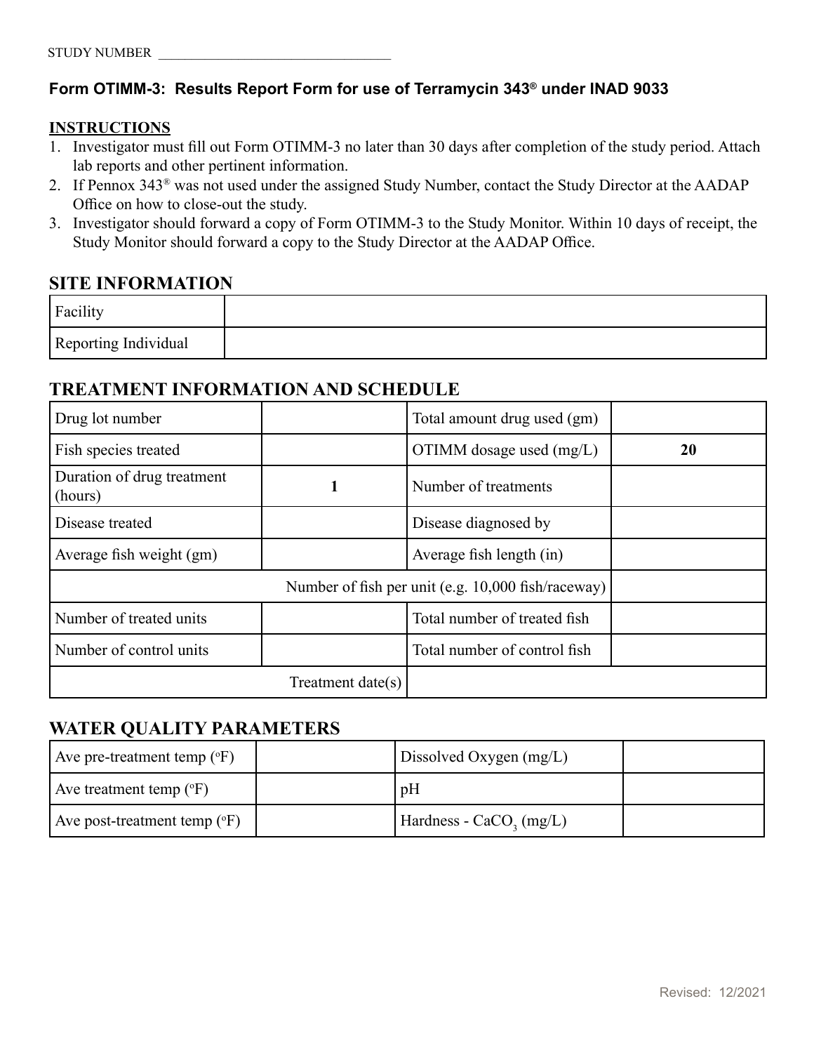STUDY NUMBER ___________________________________

### Form OTIMM-3: Results Report Form for use of Terramycin 343® under INAD 9033

**INSTRUCTIONS**

1. Investigator must fill out Form OTIMM-3 no later than 30 days after completion of the study period. Attach lab reports and other pertinent information.
2. If Pennox 343® was not used under the assigned Study Number, contact the Study Director at the AADAP Office on how to close-out the study.
3. Investigator should forward a copy of Form OTIMM-3 to the Study Monitor. Within 10 days of receipt, the Study Monitor should forward a copy to the Study Director at the AADAP Office.

## SITE INFORMATION

| Facility | |
|---|---|
| Reporting Individual | |

## TREATMENT INFORMATION AND SCHEDULE

| Drug lot number | | Total amount drug used (gm) | |
|---|---|---|---|
| Fish species treated | | OTIMM dosage used (mg/L) | **20** |
| Duration of drug treatment (hours) | **1** | Number of treatments | |
| Disease treated | | Disease diagnosed by | |
| Average fish weight (gm) | | Average fish length (in) | |
| Number of fish per unit (e.g. 10,000 fish/raceway) | | | |
| Number of treated units | | Total number of treated fish | |
| Number of control units | | Total number of control fish | |
| Treatment date(s) | | | |

## WATER QUALITY PARAMETERS

| Ave pre-treatment temp (°F) | | Dissolved Oxygen (mg/L) | |
|---|---|---|---|
| Ave treatment temp (°F) | | pH | |
| Ave post-treatment temp (°F) | | Hardness - $CaCO_3$ (mg/L) | |

Revised: 12/2021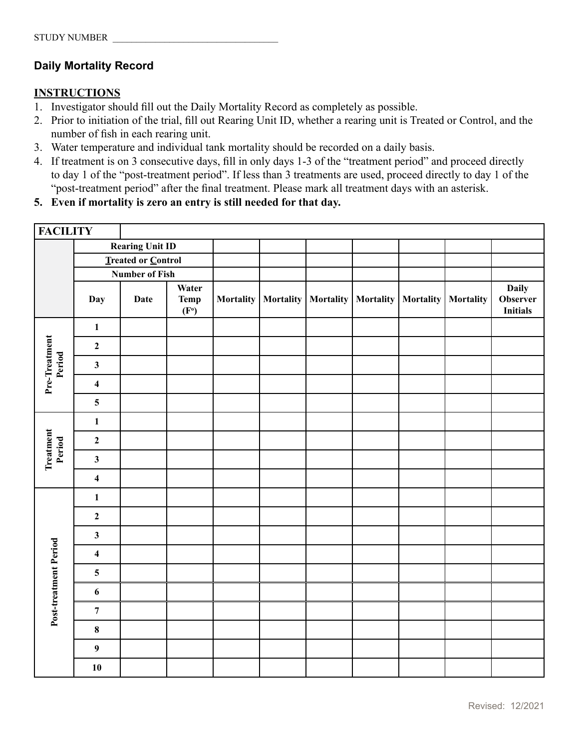STUDY NUMBER ___________________________________

### Daily Mortality Record

**INSTRUCTIONS**

1. Investigator should fill out the Daily Mortality Record as completely as possible.
2. Prior to initiation of the trial, fill out Rearing Unit ID, whether a rearing unit is Treated or Control, and the number of fish in each rearing unit.
3. Water temperature and individual tank mortality should be recorded on a daily basis.
4. If treatment is on 3 consecutive days, fill in only days 1-3 of the "treatment period" and proceed directly to day 1 of the "post-treatment period". If less than 3 treatments are used, proceed directly to day 1 of the "post-treatment period" after the final treatment. Please mark all treatment days with an asterisk.
5. **Even if mortality is zero an entry is still needed for that day.**

| **FACILITY** | | | | | | | | | | |
|---|---|---|---|---|---|---|---|---|---|---|
| | **Rearing Unit ID** | | | | | | | | | |
| | **Treated or Control** | | | | | | | | | |
| | **Number of Fish** | | | | | | | | | |
| | **Day** | **Date** | **Water Temp (F°)** | **Mortality** | **Mortality** | **Mortality** | **Mortality** | **Mortality** | **Mortality** | **Daily Observer Initials** |
| **Pre-Treatment Period** | **1** | | | | | | | | | |
| | **2** | | | | | | | | | |
| | **3** | | | | | | | | | |
| | **4** | | | | | | | | | |
| | **5** | | | | | | | | | |
| **Treatment Period** | **1** | | | | | | | | | |
| | **2** | | | | | | | | | |
| | **3** | | | | | | | | | |
| | **4** | | | | | | | | | |
| **Post-treatment Period** | **1** | | | | | | | | | |
| | **2** | | | | | | | | | |
| | **3** | | | | | | | | | |
| | **4** | | | | | | | | | |
| | **5** | | | | | | | | | |
| | **6** | | | | | | | | | |
| | **7** | | | | | | | | | |
| | **8** | | | | | | | | | |
| | **9** | | | | | | | | | |
| | **10** | | | | | | | | | |

Revised: 12/2021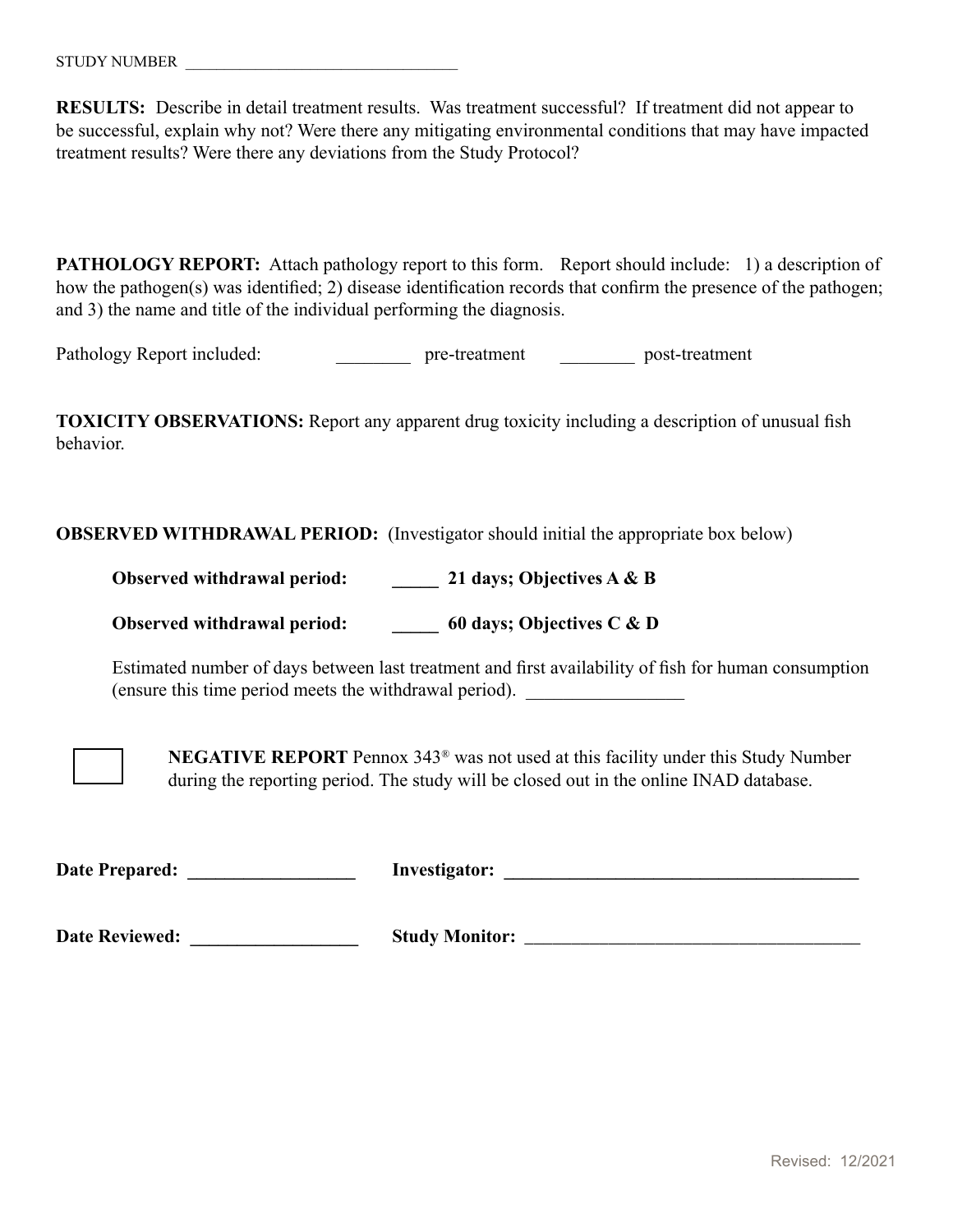STUDY NUMBER ___________________________________

**RESULTS:** Describe in detail treatment results. Was treatment successful? If treatment did not appear to be successful, explain why not? Were there any mitigating environmental conditions that may have impacted treatment results? Were there any deviations from the Study Protocol?

**PATHOLOGY REPORT:** Attach pathology report to this form. Report should include: 1) a description of how the pathogen(s) was identified; 2) disease identification records that confirm the presence of the pathogen; and 3) the name and title of the individual performing the diagnosis.

Pathology Report included: ________ pre-treatment ________ post-treatment

**TOXICITY OBSERVATIONS:** Report any apparent drug toxicity including a description of unusual fish behavior.

**OBSERVED WITHDRAWAL PERIOD:** (Investigator should initial the appropriate box below)

**Observed withdrawal period:** _____ **21 days; Objectives A & B**

**Observed withdrawal period:** _____ **60 days; Objectives C & D**

Estimated number of days between last treatment and first availability of fish for human consumption (ensure this time period meets the withdrawal period). _________________

☐ **NEGATIVE REPORT** Pennox 343® was not used at this facility under this Study Number during the reporting period. The study will be closed out in the online INAD database.

**Date Prepared:** __________________ **Investigator:** ________________________________________

**Date Reviewed:** __________________ **Study Monitor:** _____________________________________

Revised: 12/2021